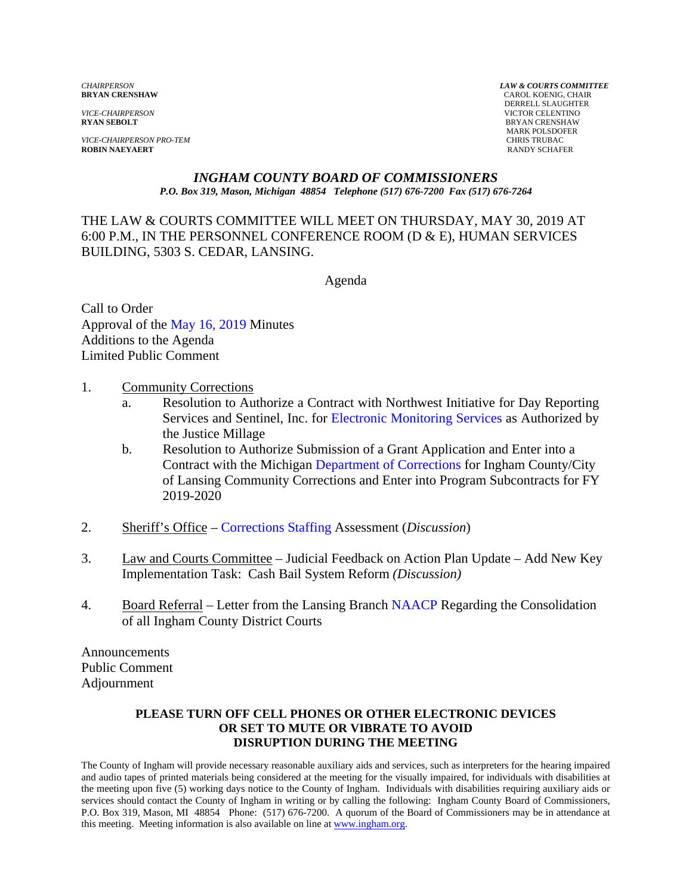*CHAIRPERSON*
**BRYAN CRENSHAW**

*VICE-CHAIRPERSON*
**RYAN SEBOLT**

*VICE-CHAIRPERSON PRO-TEM*
**ROBIN NAEYAERT**

***LAW & COURTS COMMITTEE***
CAROL KOENIG, CHAIR
DERRELL SLAUGHTER
VICTOR CELENTINO
BRYAN CRENSHAW
MARK POLSDOFER
CHRIS TRUBAC
RANDY SCHAFER

## *INGHAM COUNTY BOARD OF COMMISSIONERS*

***P.O. Box 319, Mason, Michigan 48854 Telephone (517) 676-7200 Fax (517) 676-7264***

THE LAW & COURTS COMMITTEE WILL MEET ON THURSDAY, MAY 30, 2019 AT 6:00 P.M., IN THE PERSONNEL CONFERENCE ROOM (D & E), HUMAN SERVICES BUILDING, 5303 S. CEDAR, LANSING.

Agenda

Call to Order
Approval of the May 16, 2019 Minutes
Additions to the Agenda
Limited Public Comment

1. Community Corrections
   a. Resolution to Authorize a Contract with Northwest Initiative for Day Reporting Services and Sentinel, Inc. for Electronic Monitoring Services as Authorized by the Justice Millage
   b. Resolution to Authorize Submission of a Grant Application and Enter into a Contract with the Michigan Department of Corrections for Ingham County/City of Lansing Community Corrections and Enter into Program Subcontracts for FY 2019-2020

2. Sheriff's Office – Corrections Staffing Assessment (*Discussion*)

3. Law and Courts Committee – Judicial Feedback on Action Plan Update – Add New Key Implementation Task: Cash Bail System Reform *(Discussion)*

4. Board Referral – Letter from the Lansing Branch NAACP Regarding the Consolidation of all Ingham County District Courts

Announcements
Public Comment
Adjournment

**PLEASE TURN OFF CELL PHONES OR OTHER ELECTRONIC DEVICES OR SET TO MUTE OR VIBRATE TO AVOID DISRUPTION DURING THE MEETING**

The County of Ingham will provide necessary reasonable auxiliary aids and services, such as interpreters for the hearing impaired and audio tapes of printed materials being considered at the meeting for the visually impaired, for individuals with disabilities at the meeting upon five (5) working days notice to the County of Ingham. Individuals with disabilities requiring auxiliary aids or services should contact the County of Ingham in writing or by calling the following: Ingham County Board of Commissioners, P.O. Box 319, Mason, MI 48854 Phone: (517) 676-7200. A quorum of the Board of Commissioners may be in attendance at this meeting. Meeting information is also available on line at www.ingham.org.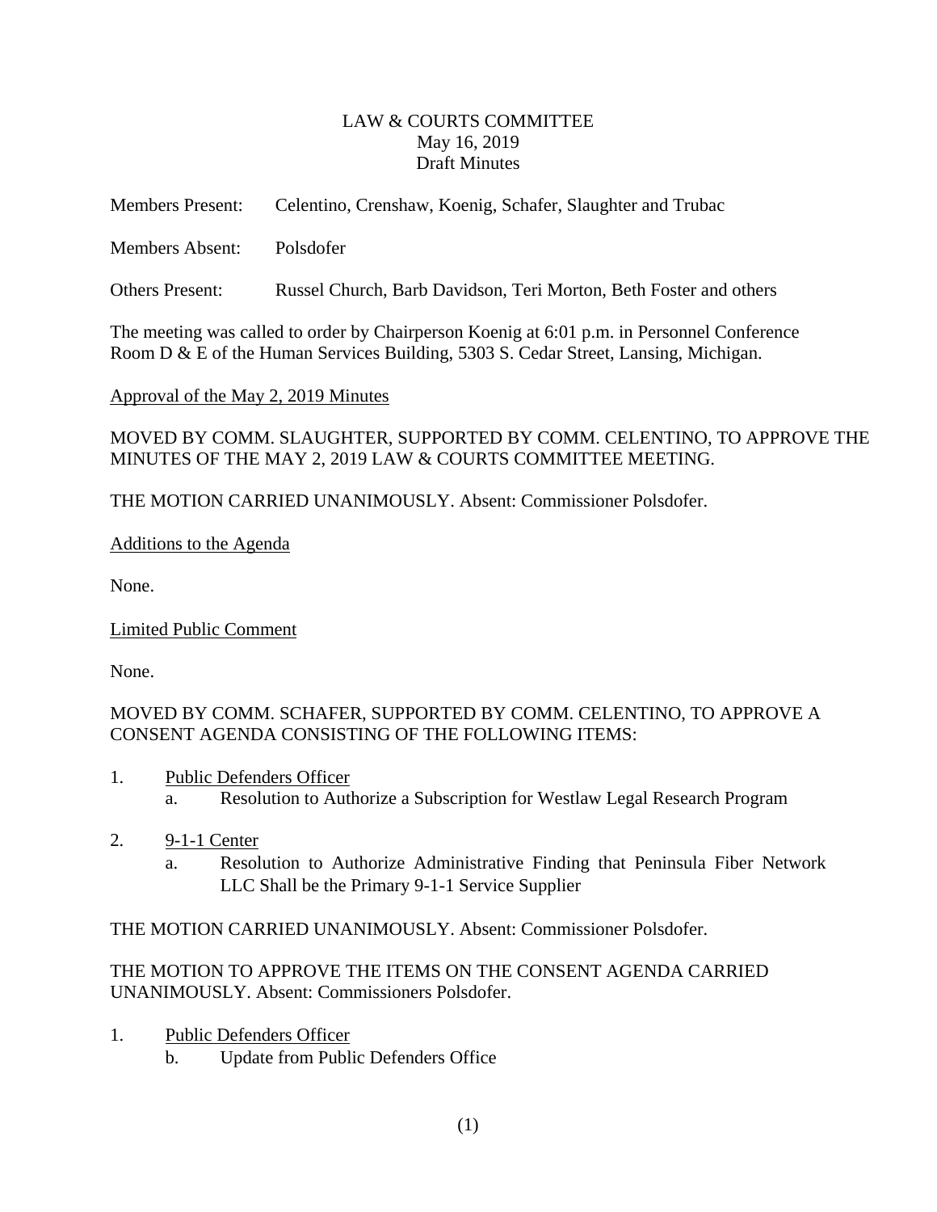LAW & COURTS COMMITTEE
May 16, 2019
Draft Minutes

Members Present: Celentino, Crenshaw, Koenig, Schafer, Slaughter and Trubac

Members Absent: Polsdofer

Others Present: Russel Church, Barb Davidson, Teri Morton, Beth Foster and others

The meeting was called to order by Chairperson Koenig at 6:01 p.m. in Personnel Conference Room D & E of the Human Services Building, 5303 S. Cedar Street, Lansing, Michigan.

Approval of the May 2, 2019 Minutes

MOVED BY COMM. SLAUGHTER, SUPPORTED BY COMM. CELENTINO, TO APPROVE THE MINUTES OF THE MAY 2, 2019 LAW & COURTS COMMITTEE MEETING.

THE MOTION CARRIED UNANIMOUSLY. Absent: Commissioner Polsdofer.

Additions to the Agenda

None.

Limited Public Comment

None.

MOVED BY COMM. SCHAFER, SUPPORTED BY COMM. CELENTINO, TO APPROVE A CONSENT AGENDA CONSISTING OF THE FOLLOWING ITEMS:

1. Public Defenders Officer
   a. Resolution to Authorize a Subscription for Westlaw Legal Research Program

2. 9-1-1 Center
   a. Resolution to Authorize Administrative Finding that Peninsula Fiber Network LLC Shall be the Primary 9-1-1 Service Supplier

THE MOTION CARRIED UNANIMOUSLY. Absent: Commissioner Polsdofer.

THE MOTION TO APPROVE THE ITEMS ON THE CONSENT AGENDA CARRIED UNANIMOUSLY. Absent: Commissioners Polsdofer.

1. Public Defenders Officer
   b. Update from Public Defenders Office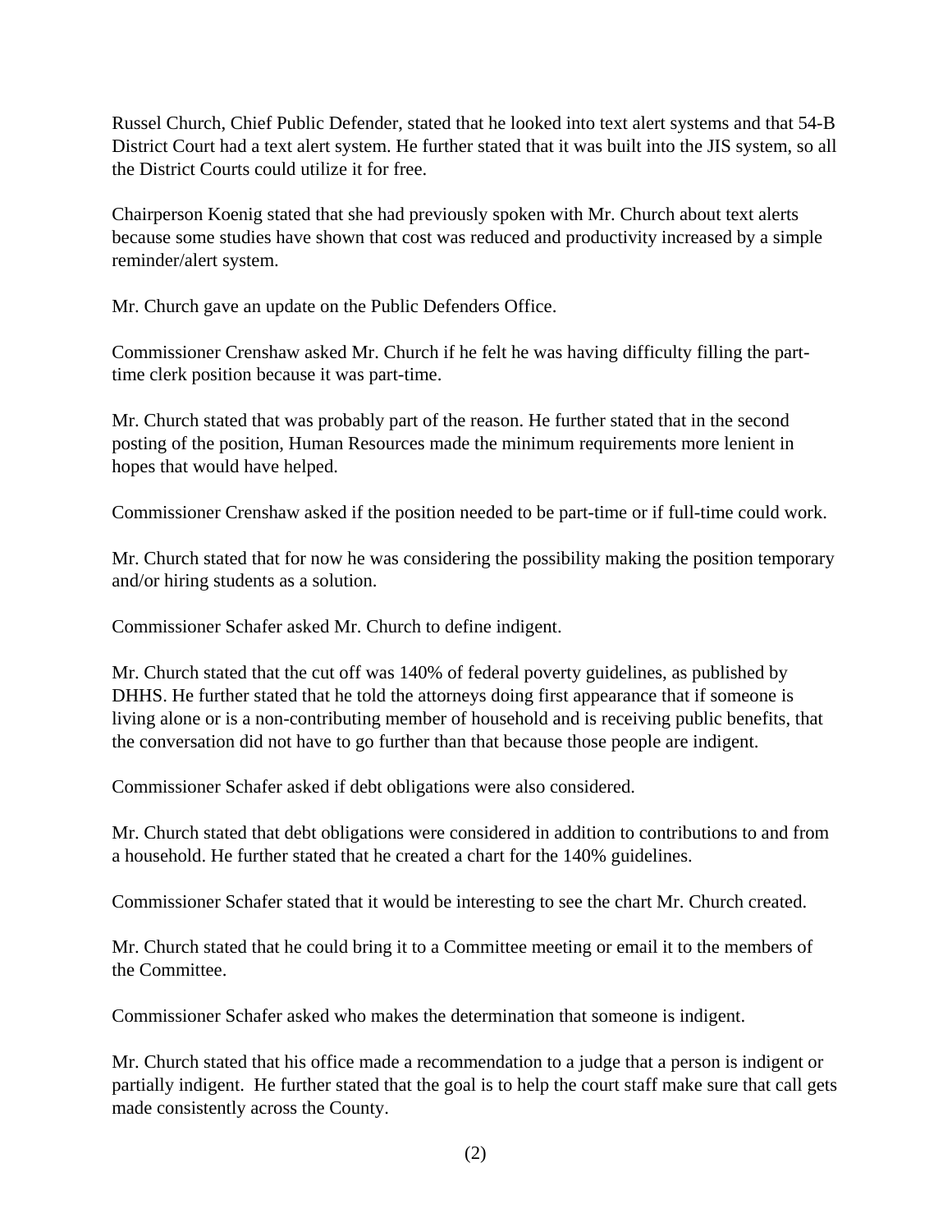Russel Church, Chief Public Defender, stated that he looked into text alert systems and that 54-B District Court had a text alert system. He further stated that it was built into the JIS system, so all the District Courts could utilize it for free.

Chairperson Koenig stated that she had previously spoken with Mr. Church about text alerts because some studies have shown that cost was reduced and productivity increased by a simple reminder/alert system.

Mr. Church gave an update on the Public Defenders Office.

Commissioner Crenshaw asked Mr. Church if he felt he was having difficulty filling the part-time clerk position because it was part-time.

Mr. Church stated that was probably part of the reason. He further stated that in the second posting of the position, Human Resources made the minimum requirements more lenient in hopes that would have helped.

Commissioner Crenshaw asked if the position needed to be part-time or if full-time could work.

Mr. Church stated that for now he was considering the possibility making the position temporary and/or hiring students as a solution.

Commissioner Schafer asked Mr. Church to define indigent.

Mr. Church stated that the cut off was 140% of federal poverty guidelines, as published by DHHS. He further stated that he told the attorneys doing first appearance that if someone is living alone or is a non-contributing member of household and is receiving public benefits, that the conversation did not have to go further than that because those people are indigent.

Commissioner Schafer asked if debt obligations were also considered.

Mr. Church stated that debt obligations were considered in addition to contributions to and from a household. He further stated that he created a chart for the 140% guidelines.

Commissioner Schafer stated that it would be interesting to see the chart Mr. Church created.

Mr. Church stated that he could bring it to a Committee meeting or email it to the members of the Committee.

Commissioner Schafer asked who makes the determination that someone is indigent.

Mr. Church stated that his office made a recommendation to a judge that a person is indigent or partially indigent. He further stated that the goal is to help the court staff make sure that call gets made consistently across the County.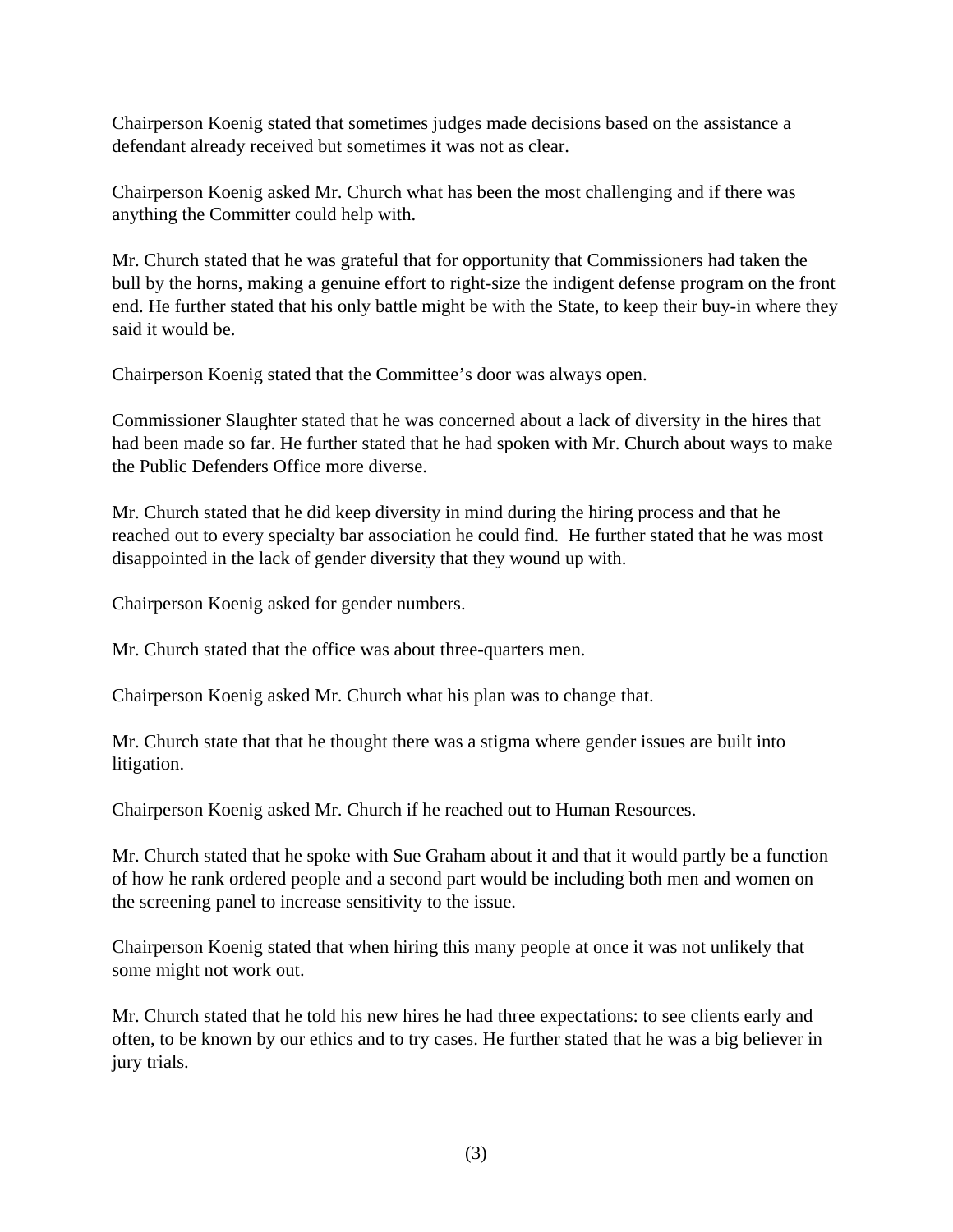Chairperson Koenig stated that sometimes judges made decisions based on the assistance a defendant already received but sometimes it was not as clear.

Chairperson Koenig asked Mr. Church what has been the most challenging and if there was anything the Committer could help with.

Mr. Church stated that he was grateful that for opportunity that Commissioners had taken the bull by the horns, making a genuine effort to right-size the indigent defense program on the front end. He further stated that his only battle might be with the State, to keep their buy-in where they said it would be.

Chairperson Koenig stated that the Committee's door was always open.

Commissioner Slaughter stated that he was concerned about a lack of diversity in the hires that had been made so far. He further stated that he had spoken with Mr. Church about ways to make the Public Defenders Office more diverse.

Mr. Church stated that he did keep diversity in mind during the hiring process and that he reached out to every specialty bar association he could find. He further stated that he was most disappointed in the lack of gender diversity that they wound up with.

Chairperson Koenig asked for gender numbers.

Mr. Church stated that the office was about three-quarters men.

Chairperson Koenig asked Mr. Church what his plan was to change that.

Mr. Church state that that he thought there was a stigma where gender issues are built into litigation.

Chairperson Koenig asked Mr. Church if he reached out to Human Resources.

Mr. Church stated that he spoke with Sue Graham about it and that it would partly be a function of how he rank ordered people and a second part would be including both men and women on the screening panel to increase sensitivity to the issue.

Chairperson Koenig stated that when hiring this many people at once it was not unlikely that some might not work out.

Mr. Church stated that he told his new hires he had three expectations: to see clients early and often, to be known by our ethics and to try cases. He further stated that he was a big believer in jury trials.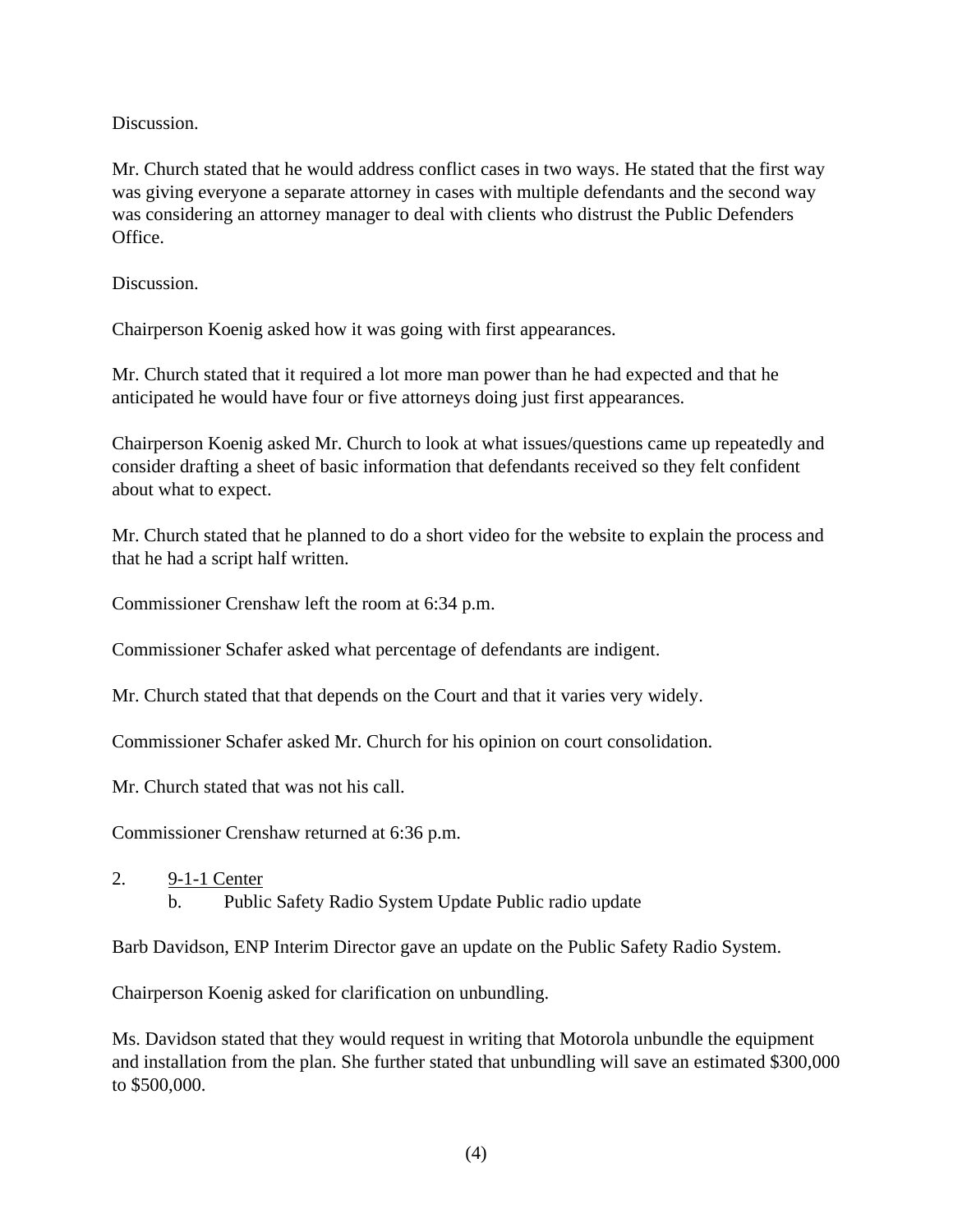Discussion.

Mr. Church stated that he would address conflict cases in two ways. He stated that the first way was giving everyone a separate attorney in cases with multiple defendants and the second way was considering an attorney manager to deal with clients who distrust the Public Defenders Office.

Discussion.

Chairperson Koenig asked how it was going with first appearances.

Mr. Church stated that it required a lot more man power than he had expected and that he anticipated he would have four or five attorneys doing just first appearances.

Chairperson Koenig asked Mr. Church to look at what issues/questions came up repeatedly and consider drafting a sheet of basic information that defendants received so they felt confident about what to expect.

Mr. Church stated that he planned to do a short video for the website to explain the process and that he had a script half written.

Commissioner Crenshaw left the room at 6:34 p.m.

Commissioner Schafer asked what percentage of defendants are indigent.

Mr. Church stated that that depends on the Court and that it varies very widely.

Commissioner Schafer asked Mr. Church for his opinion on court consolidation.

Mr. Church stated that was not his call.

Commissioner Crenshaw returned at 6:36 p.m.

2. <u>9-1-1 Center</u>
   b. Public Safety Radio System Update Public radio update

Barb Davidson, ENP Interim Director gave an update on the Public Safety Radio System.

Chairperson Koenig asked for clarification on unbundling.

Ms. Davidson stated that they would request in writing that Motorola unbundle the equipment and installation from the plan. She further stated that unbundling will save an estimated $300,000 to $500,000.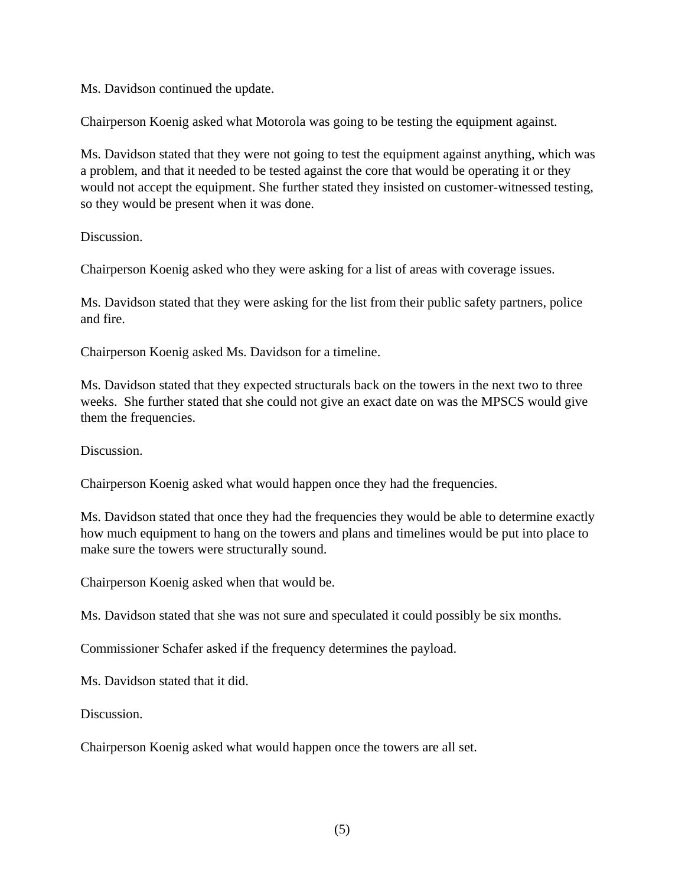Ms. Davidson continued the update.

Chairperson Koenig asked what Motorola was going to be testing the equipment against.

Ms. Davidson stated that they were not going to test the equipment against anything, which was a problem, and that it needed to be tested against the core that would be operating it or they would not accept the equipment. She further stated they insisted on customer-witnessed testing, so they would be present when it was done.

Discussion.

Chairperson Koenig asked who they were asking for a list of areas with coverage issues.

Ms. Davidson stated that they were asking for the list from their public safety partners, police and fire.

Chairperson Koenig asked Ms. Davidson for a timeline.

Ms. Davidson stated that they expected structurals back on the towers in the next two to three weeks. She further stated that she could not give an exact date on was the MPSCS would give them the frequencies.

Discussion.

Chairperson Koenig asked what would happen once they had the frequencies.

Ms. Davidson stated that once they had the frequencies they would be able to determine exactly how much equipment to hang on the towers and plans and timelines would be put into place to make sure the towers were structurally sound.

Chairperson Koenig asked when that would be.

Ms. Davidson stated that she was not sure and speculated it could possibly be six months.

Commissioner Schafer asked if the frequency determines the payload.

Ms. Davidson stated that it did.

Discussion.

Chairperson Koenig asked what would happen once the towers are all set.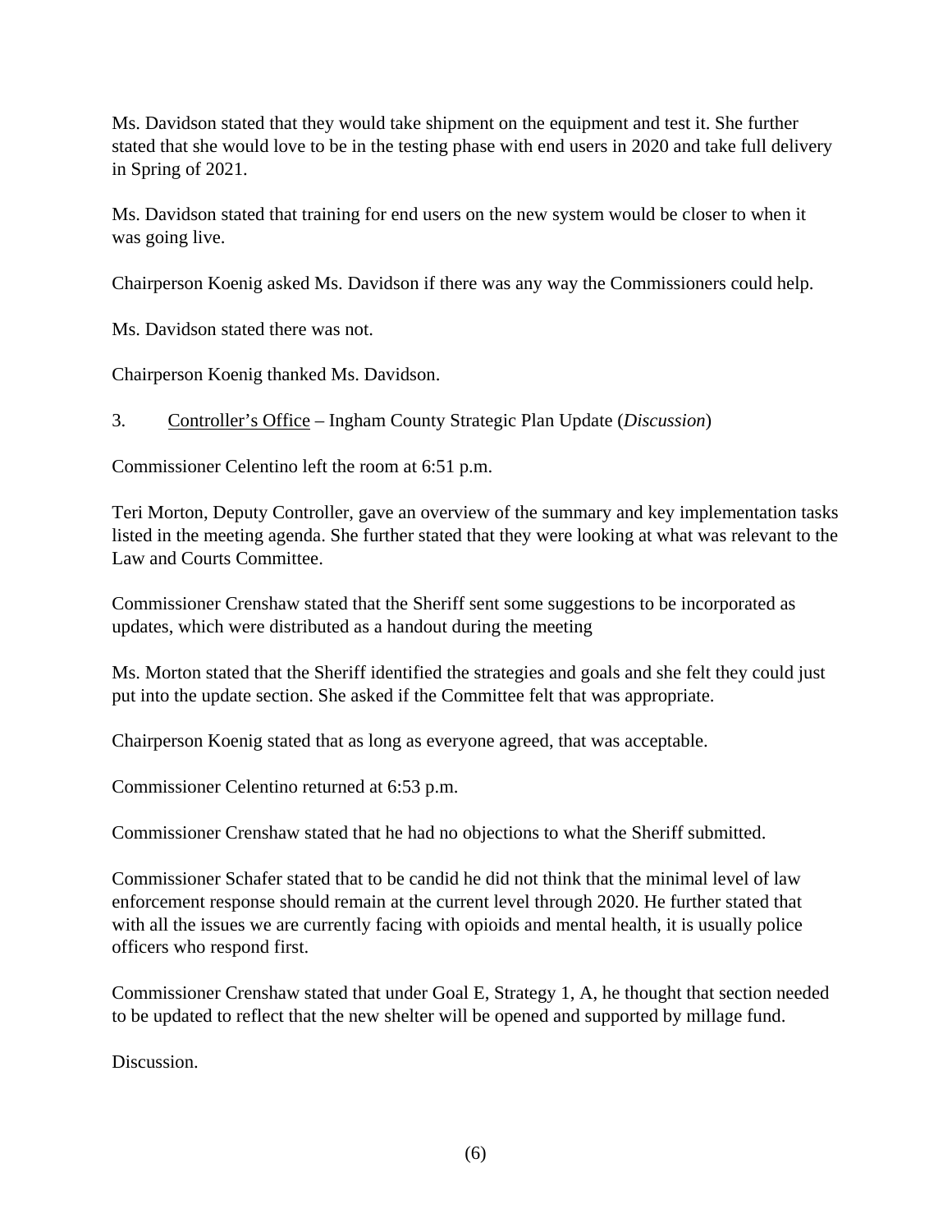Ms. Davidson stated that they would take shipment on the equipment and test it. She further stated that she would love to be in the testing phase with end users in 2020 and take full delivery in Spring of 2021.

Ms. Davidson stated that training for end users on the new system would be closer to when it was going live.

Chairperson Koenig asked Ms. Davidson if there was any way the Commissioners could help.

Ms. Davidson stated there was not.

Chairperson Koenig thanked Ms. Davidson.

3. Controller's Office – Ingham County Strategic Plan Update (*Discussion*)

Commissioner Celentino left the room at 6:51 p.m.

Teri Morton, Deputy Controller, gave an overview of the summary and key implementation tasks listed in the meeting agenda. She further stated that they were looking at what was relevant to the Law and Courts Committee.

Commissioner Crenshaw stated that the Sheriff sent some suggestions to be incorporated as updates, which were distributed as a handout during the meeting

Ms. Morton stated that the Sheriff identified the strategies and goals and she felt they could just put into the update section. She asked if the Committee felt that was appropriate.

Chairperson Koenig stated that as long as everyone agreed, that was acceptable.

Commissioner Celentino returned at 6:53 p.m.

Commissioner Crenshaw stated that he had no objections to what the Sheriff submitted.

Commissioner Schafer stated that to be candid he did not think that the minimal level of law enforcement response should remain at the current level through 2020. He further stated that with all the issues we are currently facing with opioids and mental health, it is usually police officers who respond first.

Commissioner Crenshaw stated that under Goal E, Strategy 1, A, he thought that section needed to be updated to reflect that the new shelter will be opened and supported by millage fund.

Discussion.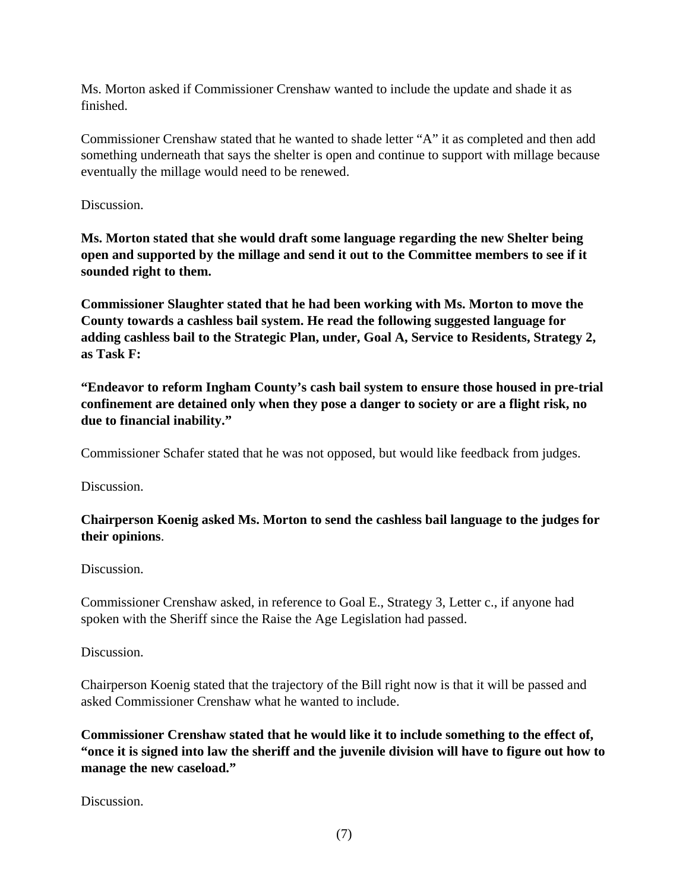Ms. Morton asked if Commissioner Crenshaw wanted to include the update and shade it as finished.

Commissioner Crenshaw stated that he wanted to shade letter "A" it as completed and then add something underneath that says the shelter is open and continue to support with millage because eventually the millage would need to be renewed.

Discussion.

**Ms. Morton stated that she would draft some language regarding the new Shelter being open and supported by the millage and send it out to the Committee members to see if it sounded right to them.**

**Commissioner Slaughter stated that he had been working with Ms. Morton to move the County towards a cashless bail system. He read the following suggested language for adding cashless bail to the Strategic Plan, under, Goal A, Service to Residents, Strategy 2, as Task F:**

**"Endeavor to reform Ingham County's cash bail system to ensure those housed in pre-trial confinement are detained only when they pose a danger to society or are a flight risk, no due to financial inability."**

Commissioner Schafer stated that he was not opposed, but would like feedback from judges.

Discussion.

**Chairperson Koenig asked Ms. Morton to send the cashless bail language to the judges for their opinions**.

Discussion.

Commissioner Crenshaw asked, in reference to Goal E., Strategy 3, Letter c., if anyone had spoken with the Sheriff since the Raise the Age Legislation had passed.

Discussion.

Chairperson Koenig stated that the trajectory of the Bill right now is that it will be passed and asked Commissioner Crenshaw what he wanted to include.

**Commissioner Crenshaw stated that he would like it to include something to the effect of, "once it is signed into law the sheriff and the juvenile division will have to figure out how to manage the new caseload."**

Discussion.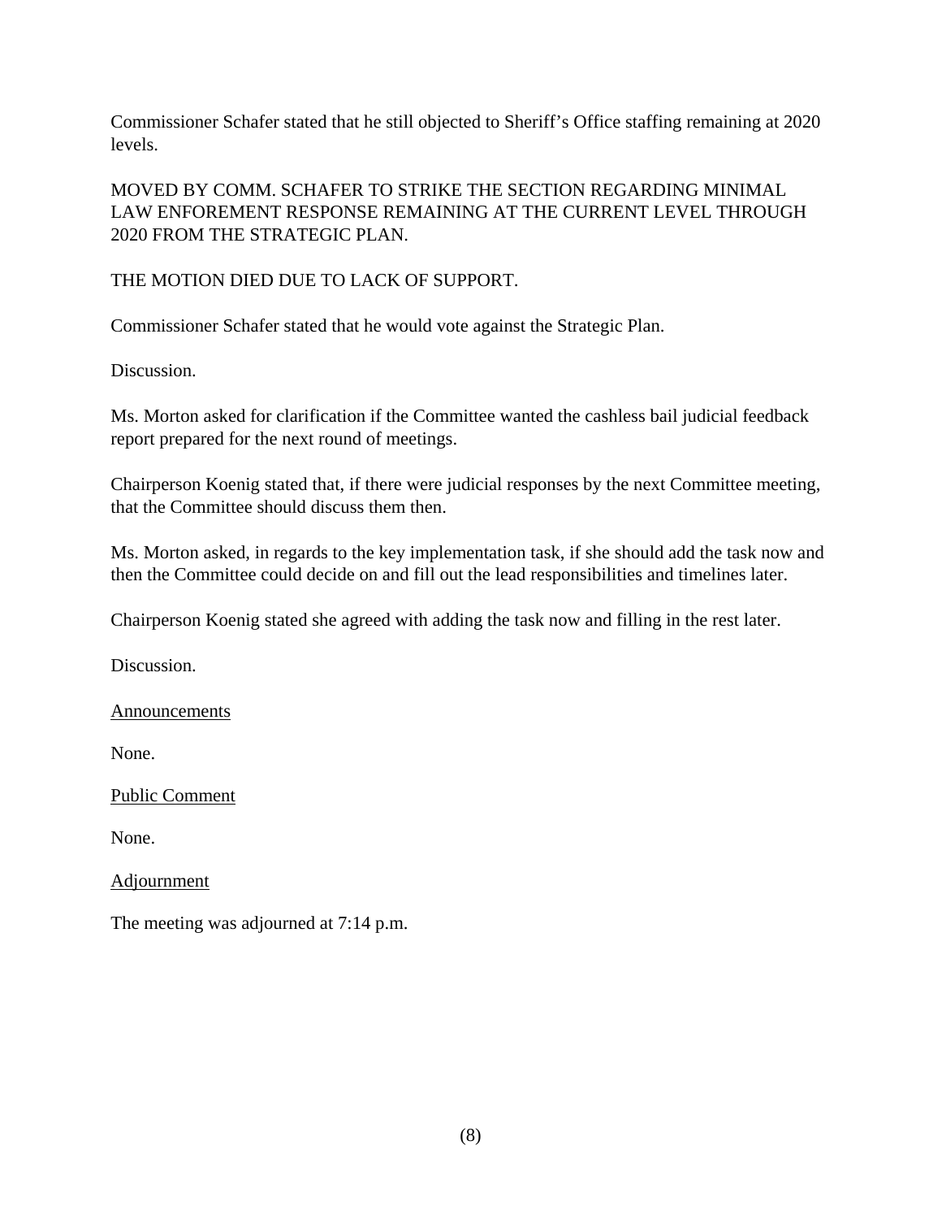Commissioner Schafer stated that he still objected to Sheriff's Office staffing remaining at 2020 levels.

MOVED BY COMM. SCHAFER TO STRIKE THE SECTION REGARDING MINIMAL LAW ENFOREMENT RESPONSE REMAINING AT THE CURRENT LEVEL THROUGH 2020 FROM THE STRATEGIC PLAN.

THE MOTION DIED DUE TO LACK OF SUPPORT.

Commissioner Schafer stated that he would vote against the Strategic Plan.

Discussion.

Ms. Morton asked for clarification if the Committee wanted the cashless bail judicial feedback report prepared for the next round of meetings.

Chairperson Koenig stated that, if there were judicial responses by the next Committee meeting, that the Committee should discuss them then.

Ms. Morton asked, in regards to the key implementation task, if she should add the task now and then the Committee could decide on and fill out the lead responsibilities and timelines later.

Chairperson Koenig stated she agreed with adding the task now and filling in the rest later.

Discussion.

Announcements

None.

Public Comment

None.

Adjournment

The meeting was adjourned at 7:14 p.m.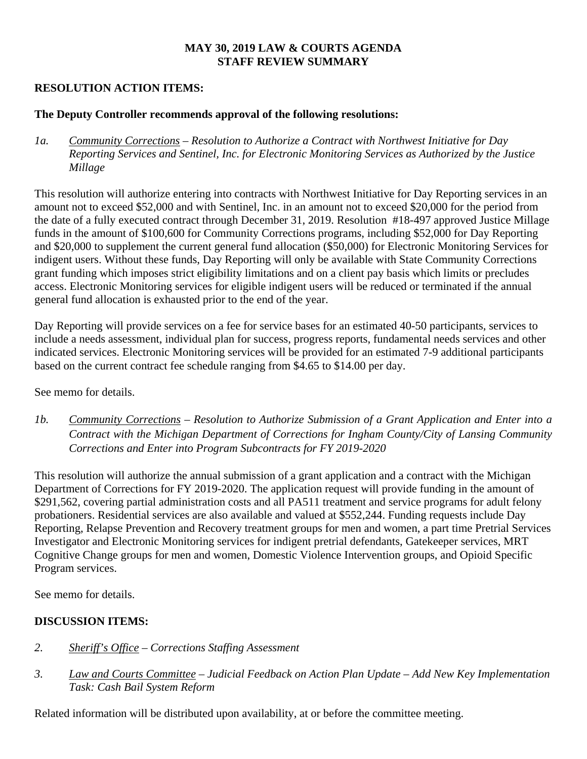# MAY 30, 2019 LAW & COURTS AGENDA
## STAFF REVIEW SUMMARY

**RESOLUTION ACTION ITEMS:**

**The Deputy Controller recommends approval of the following resolutions:**

*1a.* *<u>Community Corrections</u> – Resolution to Authorize a Contract with Northwest Initiative for Day Reporting Services and Sentinel, Inc. for Electronic Monitoring Services as Authorized by the Justice Millage*

This resolution will authorize entering into contracts with Northwest Initiative for Day Reporting services in an amount not to exceed $52,000 and with Sentinel, Inc. in an amount not to exceed $20,000 for the period from the date of a fully executed contract through December 31, 2019. Resolution #18-497 approved Justice Millage funds in the amount of $100,600 for Community Corrections programs, including $52,000 for Day Reporting and $20,000 to supplement the current general fund allocation ($50,000) for Electronic Monitoring Services for indigent users. Without these funds, Day Reporting will only be available with State Community Corrections grant funding which imposes strict eligibility limitations and on a client pay basis which limits or precludes access. Electronic Monitoring services for eligible indigent users will be reduced or terminated if the annual general fund allocation is exhausted prior to the end of the year.

Day Reporting will provide services on a fee for service bases for an estimated 40-50 participants, services to include a needs assessment, individual plan for success, progress reports, fundamental needs services and other indicated services. Electronic Monitoring services will be provided for an estimated 7-9 additional participants based on the current contract fee schedule ranging from $4.65 to $14.00 per day.

See memo for details.

*1b.* *<u>Community Corrections</u> – Resolution to Authorize Submission of a Grant Application and Enter into a Contract with the Michigan Department of Corrections for Ingham County/City of Lansing Community Corrections and Enter into Program Subcontracts for FY 2019-2020*

This resolution will authorize the annual submission of a grant application and a contract with the Michigan Department of Corrections for FY 2019-2020. The application request will provide funding in the amount of $291,562, covering partial administration costs and all PA511 treatment and service programs for adult felony probationers. Residential services are also available and valued at $552,244. Funding requests include Day Reporting, Relapse Prevention and Recovery treatment groups for men and women, a part time Pretrial Services Investigator and Electronic Monitoring services for indigent pretrial defendants, Gatekeeper services, MRT Cognitive Change groups for men and women, Domestic Violence Intervention groups, and Opioid Specific Program services.

See memo for details.

**DISCUSSION ITEMS:**

*2.* *<u>Sheriff's Office</u> – Corrections Staffing Assessment*

*3.* *<u>Law and Courts Committee</u> – Judicial Feedback on Action Plan Update – Add New Key Implementation Task: Cash Bail System Reform*

Related information will be distributed upon availability, at or before the committee meeting.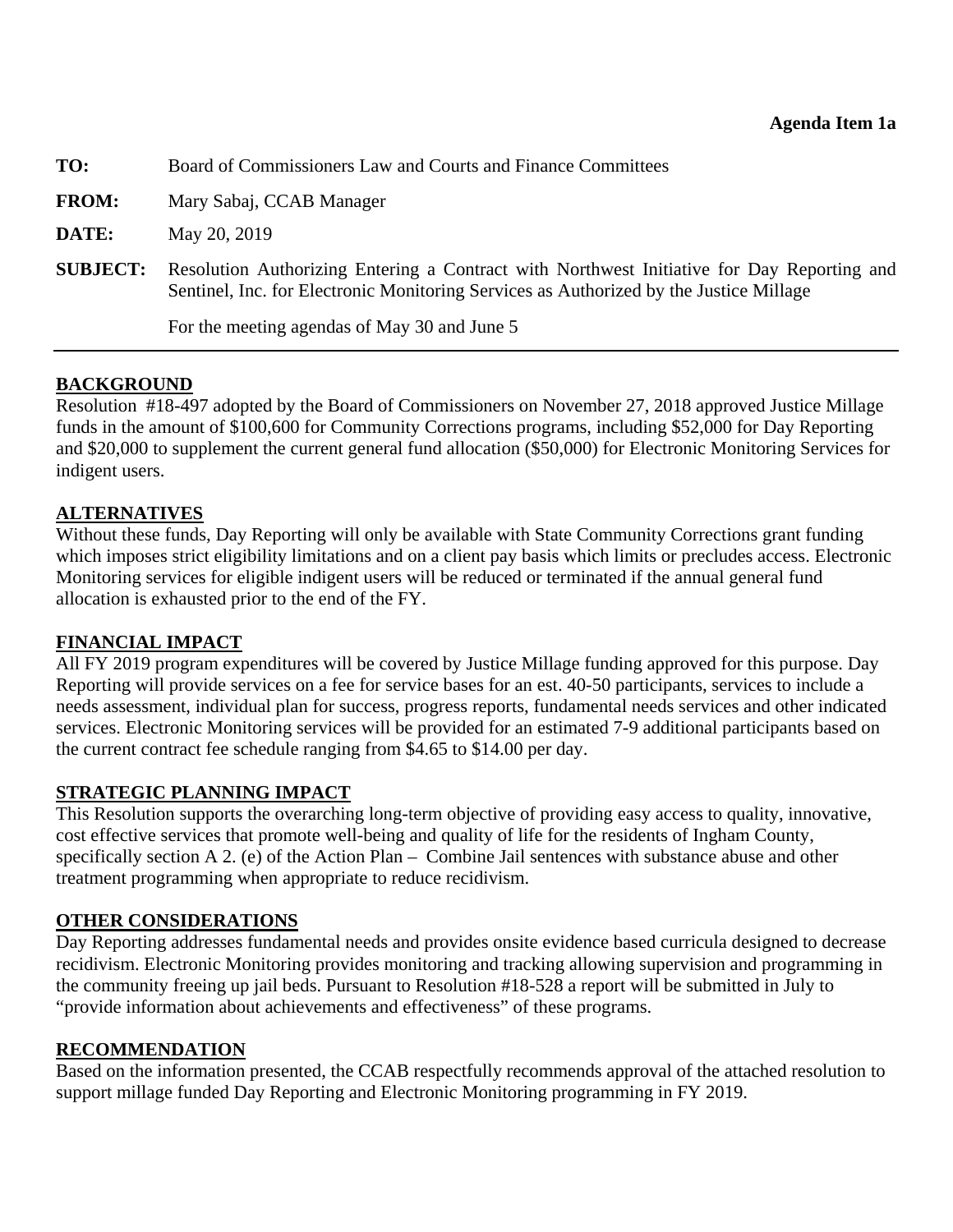**Agenda Item 1a**

**TO:** Board of Commissioners Law and Courts and Finance Committees

**FROM:** Mary Sabaj, CCAB Manager

**DATE:** May 20, 2019

**SUBJECT:** Resolution Authorizing Entering a Contract with Northwest Initiative for Day Reporting and Sentinel, Inc. for Electronic Monitoring Services as Authorized by the Justice Millage

For the meeting agendas of May 30 and June 5

---

## BACKGROUND

Resolution #18-497 adopted by the Board of Commissioners on November 27, 2018 approved Justice Millage funds in the amount of $100,600 for Community Corrections programs, including $52,000 for Day Reporting and $20,000 to supplement the current general fund allocation ($50,000) for Electronic Monitoring Services for indigent users.

## ALTERNATIVES

Without these funds, Day Reporting will only be available with State Community Corrections grant funding which imposes strict eligibility limitations and on a client pay basis which limits or precludes access. Electronic Monitoring services for eligible indigent users will be reduced or terminated if the annual general fund allocation is exhausted prior to the end of the FY.

## FINANCIAL IMPACT

All FY 2019 program expenditures will be covered by Justice Millage funding approved for this purpose. Day Reporting will provide services on a fee for service bases for an est. 40-50 participants, services to include a needs assessment, individual plan for success, progress reports, fundamental needs services and other indicated services. Electronic Monitoring services will be provided for an estimated 7-9 additional participants based on the current contract fee schedule ranging from $4.65 to $14.00 per day.

## STRATEGIC PLANNING IMPACT

This Resolution supports the overarching long-term objective of providing easy access to quality, innovative, cost effective services that promote well-being and quality of life for the residents of Ingham County, specifically section A 2. (e) of the Action Plan – Combine Jail sentences with substance abuse and other treatment programming when appropriate to reduce recidivism.

## OTHER CONSIDERATIONS

Day Reporting addresses fundamental needs and provides onsite evidence based curricula designed to decrease recidivism. Electronic Monitoring provides monitoring and tracking allowing supervision and programming in the community freeing up jail beds. Pursuant to Resolution #18-528 a report will be submitted in July to "provide information about achievements and effectiveness" of these programs.

## RECOMMENDATION

Based on the information presented, the CCAB respectfully recommends approval of the attached resolution to support millage funded Day Reporting and Electronic Monitoring programming in FY 2019.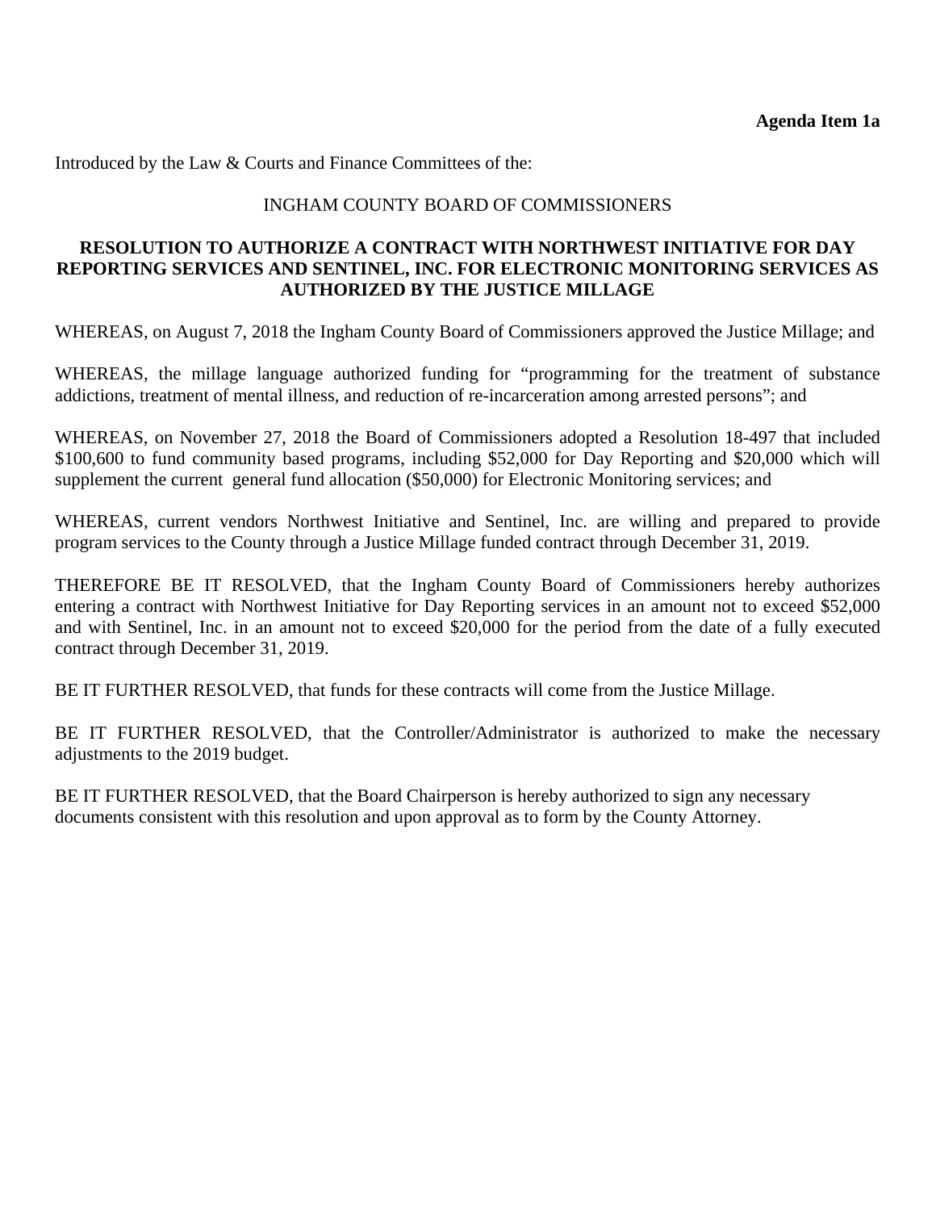**Agenda Item 1a**

Introduced by the Law & Courts and Finance Committees of the:

INGHAM COUNTY BOARD OF COMMISSIONERS

**RESOLUTION TO AUTHORIZE A CONTRACT WITH NORTHWEST INITIATIVE FOR DAY REPORTING SERVICES AND SENTINEL, INC. FOR ELECTRONIC MONITORING SERVICES AS AUTHORIZED BY THE JUSTICE MILLAGE**

WHEREAS, on August 7, 2018 the Ingham County Board of Commissioners approved the Justice Millage; and

WHEREAS, the millage language authorized funding for "programming for the treatment of substance addictions, treatment of mental illness, and reduction of re-incarceration among arrested persons"; and

WHEREAS, on November 27, 2018 the Board of Commissioners adopted a Resolution 18-497 that included $100,600 to fund community based programs, including $52,000 for Day Reporting and $20,000 which will supplement the current general fund allocation ($50,000) for Electronic Monitoring services; and

WHEREAS, current vendors Northwest Initiative and Sentinel, Inc. are willing and prepared to provide program services to the County through a Justice Millage funded contract through December 31, 2019.

THEREFORE BE IT RESOLVED, that the Ingham County Board of Commissioners hereby authorizes entering a contract with Northwest Initiative for Day Reporting services in an amount not to exceed $52,000 and with Sentinel, Inc. in an amount not to exceed $20,000 for the period from the date of a fully executed contract through December 31, 2019.

BE IT FURTHER RESOLVED, that funds for these contracts will come from the Justice Millage.

BE IT FURTHER RESOLVED, that the Controller/Administrator is authorized to make the necessary adjustments to the 2019 budget.

BE IT FURTHER RESOLVED, that the Board Chairperson is hereby authorized to sign any necessary documents consistent with this resolution and upon approval as to form by the County Attorney.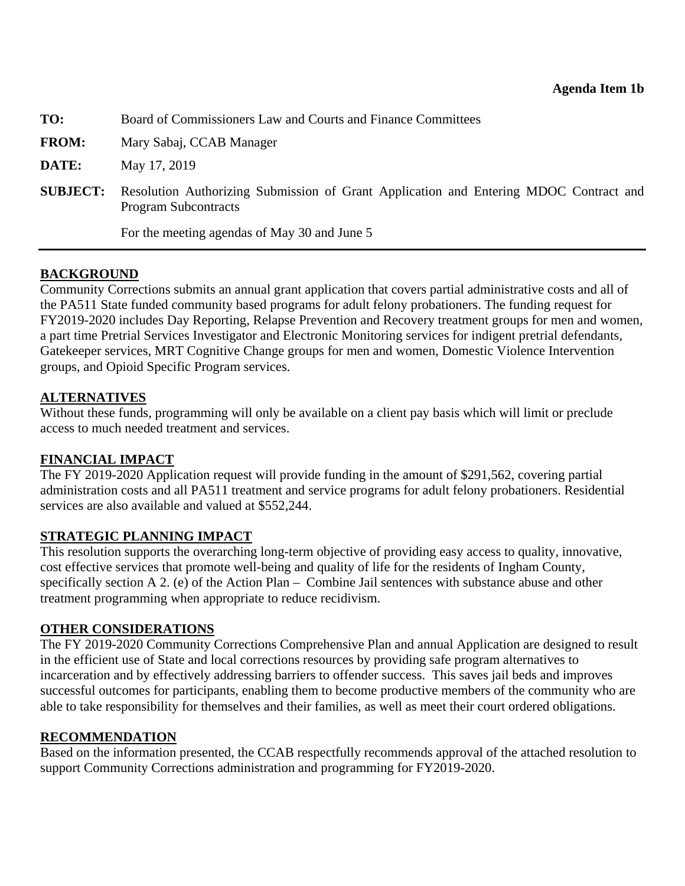**Agenda Item 1b**

| | |
|---|---|
| **TO:** | Board of Commissioners Law and Courts and Finance Committees |
| **FROM:** | Mary Sabaj, CCAB Manager |
| **DATE:** | May 17, 2019 |
| **SUBJECT:** | Resolution Authorizing Submission of Grant Application and Entering MDOC Contract and Program Subcontracts<br><br>For the meeting agendas of May 30 and June 5 |

---

## BACKGROUND

Community Corrections submits an annual grant application that covers partial administrative costs and all of the PA511 State funded community based programs for adult felony probationers. The funding request for FY2019-2020 includes Day Reporting, Relapse Prevention and Recovery treatment groups for men and women, a part time Pretrial Services Investigator and Electronic Monitoring services for indigent pretrial defendants, Gatekeeper services, MRT Cognitive Change groups for men and women, Domestic Violence Intervention groups, and Opioid Specific Program services.

## ALTERNATIVES

Without these funds, programming will only be available on a client pay basis which will limit or preclude access to much needed treatment and services.

## FINANCIAL IMPACT

The FY 2019-2020 Application request will provide funding in the amount of $291,562, covering partial administration costs and all PA511 treatment and service programs for adult felony probationers. Residential services are also available and valued at $552,244.

## STRATEGIC PLANNING IMPACT

This resolution supports the overarching long-term objective of providing easy access to quality, innovative, cost effective services that promote well-being and quality of life for the residents of Ingham County, specifically section A 2. (e) of the Action Plan – Combine Jail sentences with substance abuse and other treatment programming when appropriate to reduce recidivism.

## OTHER CONSIDERATIONS

The FY 2019-2020 Community Corrections Comprehensive Plan and annual Application are designed to result in the efficient use of State and local corrections resources by providing safe program alternatives to incarceration and by effectively addressing barriers to offender success. This saves jail beds and improves successful outcomes for participants, enabling them to become productive members of the community who are able to take responsibility for themselves and their families, as well as meet their court ordered obligations.

## RECOMMENDATION

Based on the information presented, the CCAB respectfully recommends approval of the attached resolution to support Community Corrections administration and programming for FY2019-2020.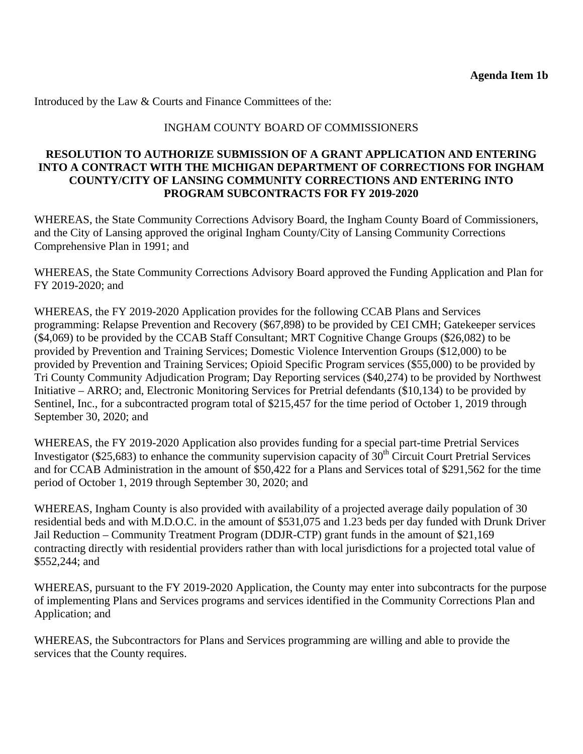**Agenda Item 1b**

Introduced by the Law & Courts and Finance Committees of the:

INGHAM COUNTY BOARD OF COMMISSIONERS

**RESOLUTION TO AUTHORIZE SUBMISSION OF A GRANT APPLICATION AND ENTERING INTO A CONTRACT WITH THE MICHIGAN DEPARTMENT OF CORRECTIONS FOR INGHAM COUNTY/CITY OF LANSING COMMUNITY CORRECTIONS AND ENTERING INTO PROGRAM SUBCONTRACTS FOR FY 2019-2020**

WHEREAS, the State Community Corrections Advisory Board, the Ingham County Board of Commissioners, and the City of Lansing approved the original Ingham County/City of Lansing Community Corrections Comprehensive Plan in 1991; and

WHEREAS, the State Community Corrections Advisory Board approved the Funding Application and Plan for FY 2019-2020; and

WHEREAS, the FY 2019-2020 Application provides for the following CCAB Plans and Services programming: Relapse Prevention and Recovery ($67,898) to be provided by CEI CMH; Gatekeeper services ($4,069) to be provided by the CCAB Staff Consultant; MRT Cognitive Change Groups ($26,082) to be provided by Prevention and Training Services; Domestic Violence Intervention Groups ($12,000) to be provided by Prevention and Training Services; Opioid Specific Program services ($55,000) to be provided by Tri County Community Adjudication Program; Day Reporting services ($40,274) to be provided by Northwest Initiative – ARRO; and, Electronic Monitoring Services for Pretrial defendants ($10,134) to be provided by Sentinel, Inc., for a subcontracted program total of $215,457 for the time period of October 1, 2019 through September 30, 2020; and

WHEREAS, the FY 2019-2020 Application also provides funding for a special part-time Pretrial Services Investigator ($25,683) to enhance the community supervision capacity of 30th Circuit Court Pretrial Services and for CCAB Administration in the amount of $50,422 for a Plans and Services total of $291,562 for the time period of October 1, 2019 through September 30, 2020; and

WHEREAS, Ingham County is also provided with availability of a projected average daily population of 30 residential beds and with M.D.O.C. in the amount of $531,075 and 1.23 beds per day funded with Drunk Driver Jail Reduction – Community Treatment Program (DDJR-CTP) grant funds in the amount of $21,169 contracting directly with residential providers rather than with local jurisdictions for a projected total value of $552,244; and

WHEREAS, pursuant to the FY 2019-2020 Application, the County may enter into subcontracts for the purpose of implementing Plans and Services programs and services identified in the Community Corrections Plan and Application; and

WHEREAS, the Subcontractors for Plans and Services programming are willing and able to provide the services that the County requires.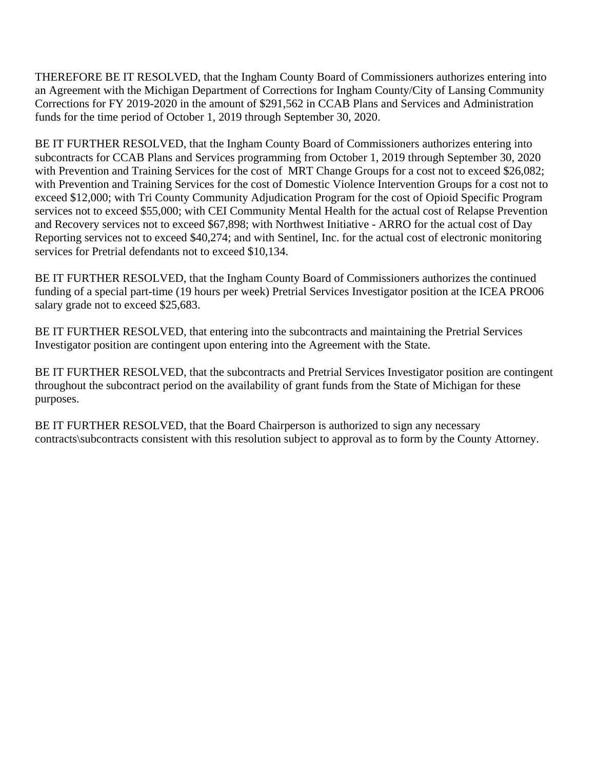THEREFORE BE IT RESOLVED, that the Ingham County Board of Commissioners authorizes entering into an Agreement with the Michigan Department of Corrections for Ingham County/City of Lansing Community Corrections for FY 2019-2020 in the amount of $291,562 in CCAB Plans and Services and Administration funds for the time period of October 1, 2019 through September 30, 2020.

BE IT FURTHER RESOLVED, that the Ingham County Board of Commissioners authorizes entering into subcontracts for CCAB Plans and Services programming from October 1, 2019 through September 30, 2020 with Prevention and Training Services for the cost of MRT Change Groups for a cost not to exceed $26,082; with Prevention and Training Services for the cost of Domestic Violence Intervention Groups for a cost not to exceed $12,000; with Tri County Community Adjudication Program for the cost of Opioid Specific Program services not to exceed $55,000; with CEI Community Mental Health for the actual cost of Relapse Prevention and Recovery services not to exceed $67,898; with Northwest Initiative - ARRO for the actual cost of Day Reporting services not to exceed $40,274; and with Sentinel, Inc. for the actual cost of electronic monitoring services for Pretrial defendants not to exceed $10,134.

BE IT FURTHER RESOLVED, that the Ingham County Board of Commissioners authorizes the continued funding of a special part-time (19 hours per week) Pretrial Services Investigator position at the ICEA PRO06 salary grade not to exceed $25,683.

BE IT FURTHER RESOLVED, that entering into the subcontracts and maintaining the Pretrial Services Investigator position are contingent upon entering into the Agreement with the State.

BE IT FURTHER RESOLVED, that the subcontracts and Pretrial Services Investigator position are contingent throughout the subcontract period on the availability of grant funds from the State of Michigan for these purposes.

BE IT FURTHER RESOLVED, that the Board Chairperson is authorized to sign any necessary contracts\subcontracts consistent with this resolution subject to approval as to form by the County Attorney.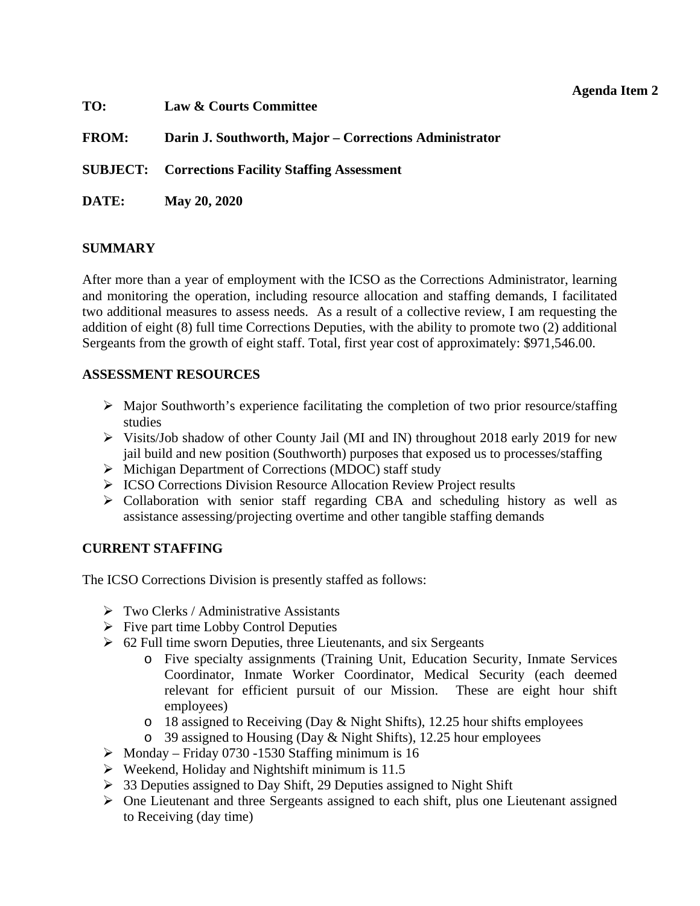Agenda Item 2

**TO:** Law & Courts Committee

**FROM:** Darin J. Southworth, Major – Corrections Administrator

**SUBJECT:** Corrections Facility Staffing Assessment

**DATE:** May 20, 2020

## SUMMARY

After more than a year of employment with the ICSO as the Corrections Administrator, learning and monitoring the operation, including resource allocation and staffing demands, I facilitated two additional measures to assess needs. As a result of a collective review, I am requesting the addition of eight (8) full time Corrections Deputies, with the ability to promote two (2) additional Sergeants from the growth of eight staff. Total, first year cost of approximately: $971,546.00.

## ASSESSMENT RESOURCES

- Major Southworth's experience facilitating the completion of two prior resource/staffing studies
- Visits/Job shadow of other County Jail (MI and IN) throughout 2018 early 2019 for new jail build and new position (Southworth) purposes that exposed us to processes/staffing
- Michigan Department of Corrections (MDOC) staff study
- ICSO Corrections Division Resource Allocation Review Project results
- Collaboration with senior staff regarding CBA and scheduling history as well as assistance assessing/projecting overtime and other tangible staffing demands

## CURRENT STAFFING

The ICSO Corrections Division is presently staffed as follows:

- Two Clerks / Administrative Assistants
- Five part time Lobby Control Deputies
- 62 Full time sworn Deputies, three Lieutenants, and six Sergeants
  - Five specialty assignments (Training Unit, Education Security, Inmate Services Coordinator, Inmate Worker Coordinator, Medical Security (each deemed relevant for efficient pursuit of our Mission. These are eight hour shift employees)
  - 18 assigned to Receiving (Day & Night Shifts), 12.25 hour shifts employees
  - 39 assigned to Housing (Day & Night Shifts), 12.25 hour employees
- Monday – Friday 0730 -1530 Staffing minimum is 16
- Weekend, Holiday and Nightshift minimum is 11.5
- 33 Deputies assigned to Day Shift, 29 Deputies assigned to Night Shift
- One Lieutenant and three Sergeants assigned to each shift, plus one Lieutenant assigned to Receiving (day time)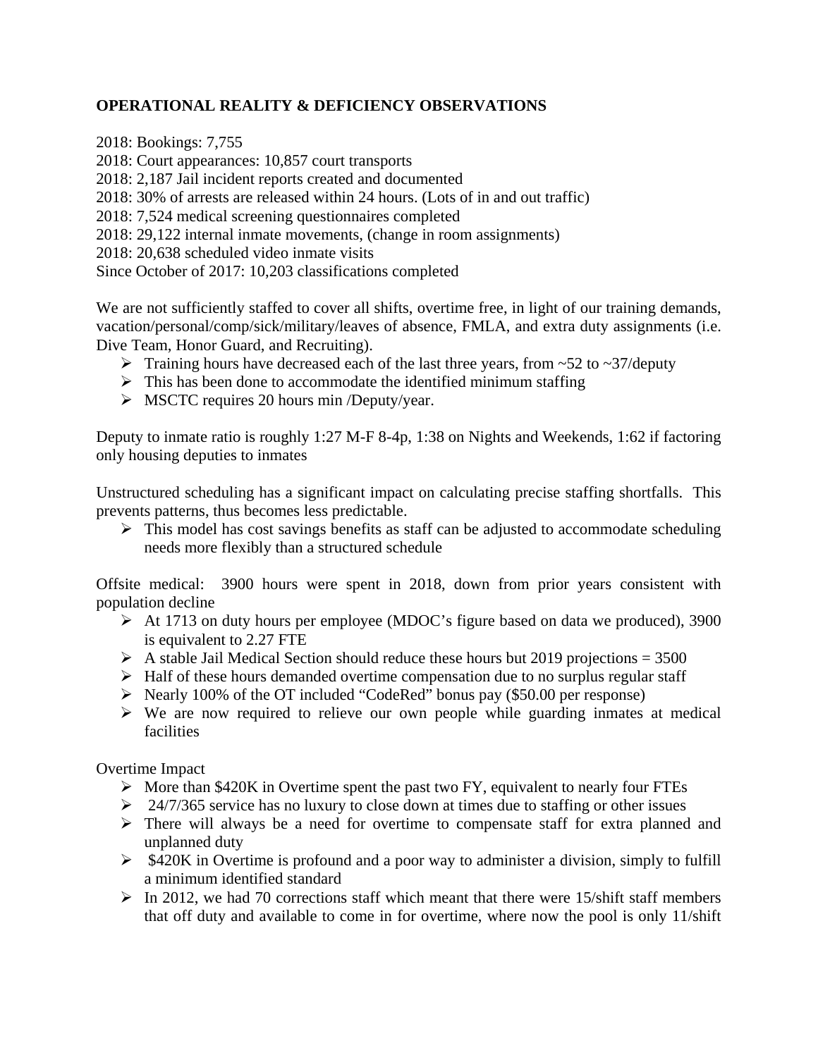**OPERATIONAL REALITY & DEFICIENCY OBSERVATIONS**

2018: Bookings: 7,755
2018: Court appearances: 10,857 court transports
2018: 2,187 Jail incident reports created and documented
2018: 30% of arrests are released within 24 hours. (Lots of in and out traffic)
2018: 7,524 medical screening questionnaires completed
2018: 29,122 internal inmate movements, (change in room assignments)
2018: 20,638 scheduled video inmate visits
Since October of 2017: 10,203 classifications completed

We are not sufficiently staffed to cover all shifts, overtime free, in light of our training demands, vacation/personal/comp/sick/military/leaves of absence, FMLA, and extra duty assignments (i.e. Dive Team, Honor Guard, and Recruiting).

- Training hours have decreased each of the last three years, from ~52 to ~37/deputy
- This has been done to accommodate the identified minimum staffing
- MSCTC requires 20 hours min /Deputy/year.

Deputy to inmate ratio is roughly 1:27 M-F 8-4p, 1:38 on Nights and Weekends, 1:62 if factoring only housing deputies to inmates

Unstructured scheduling has a significant impact on calculating precise staffing shortfalls. This prevents patterns, thus becomes less predictable.

- This model has cost savings benefits as staff can be adjusted to accommodate scheduling needs more flexibly than a structured schedule

Offsite medical: 3900 hours were spent in 2018, down from prior years consistent with population decline

- At 1713 on duty hours per employee (MDOC's figure based on data we produced), 3900 is equivalent to 2.27 FTE
- A stable Jail Medical Section should reduce these hours but 2019 projections = 3500
- Half of these hours demanded overtime compensation due to no surplus regular staff
- Nearly 100% of the OT included "CodeRed" bonus pay ($50.00 per response)
- We are now required to relieve our own people while guarding inmates at medical facilities

Overtime Impact

- More than $420K in Overtime spent the past two FY, equivalent to nearly four FTEs
- 24/7/365 service has no luxury to close down at times due to staffing or other issues
- There will always be a need for overtime to compensate staff for extra planned and unplanned duty
- $420K in Overtime is profound and a poor way to administer a division, simply to fulfill a minimum identified standard
- In 2012, we had 70 corrections staff which meant that there were 15/shift staff members that off duty and available to come in for overtime, where now the pool is only 11/shift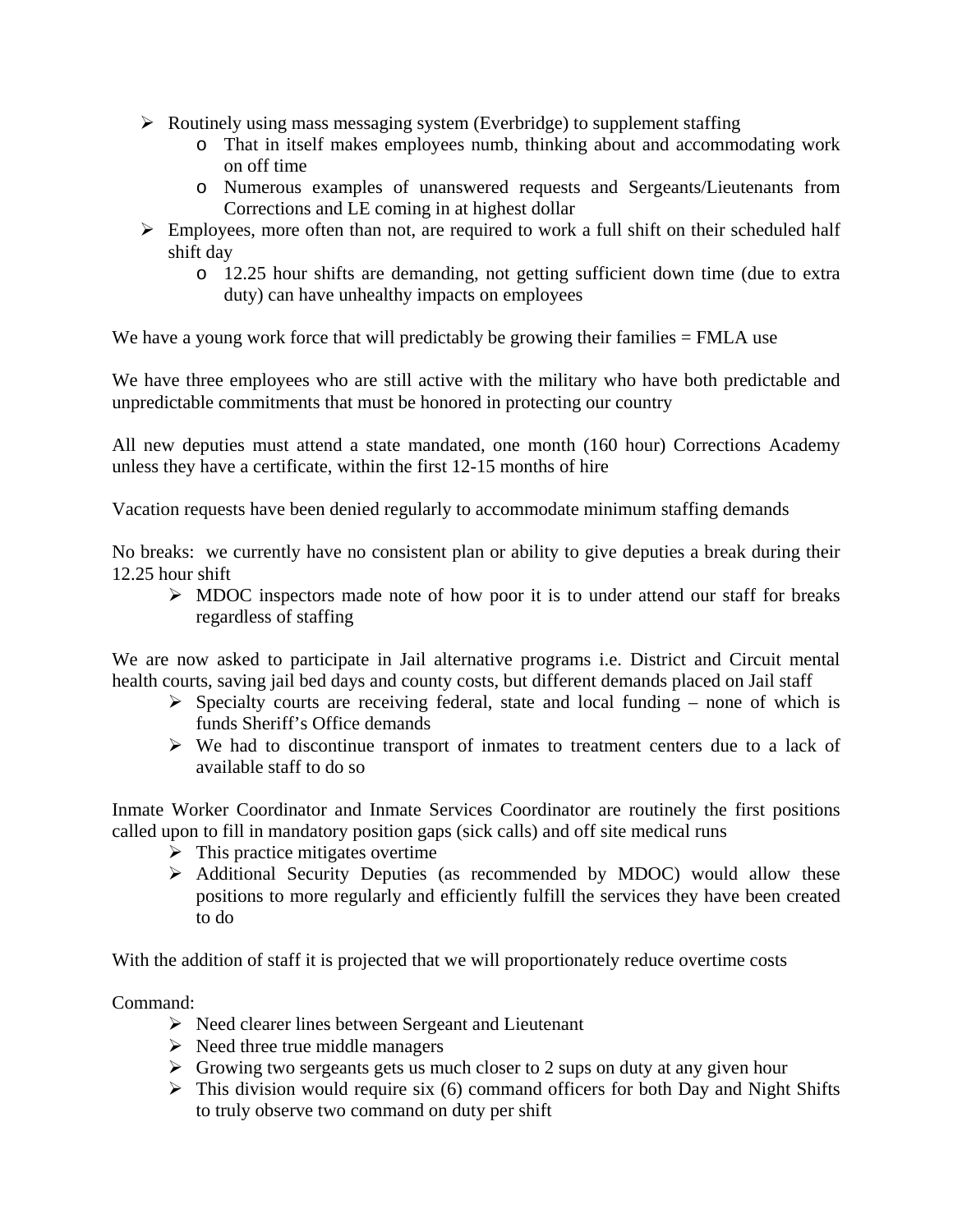- Routinely using mass messaging system (Everbridge) to supplement staffing
  - That in itself makes employees numb, thinking about and accommodating work on off time
  - Numerous examples of unanswered requests and Sergeants/Lieutenants from Corrections and LE coming in at highest dollar
- Employees, more often than not, are required to work a full shift on their scheduled half shift day
  - 12.25 hour shifts are demanding, not getting sufficient down time (due to extra duty) can have unhealthy impacts on employees

We have a young work force that will predictably be growing their families = FMLA use

We have three employees who are still active with the military who have both predictable and unpredictable commitments that must be honored in protecting our country

All new deputies must attend a state mandated, one month (160 hour) Corrections Academy unless they have a certificate, within the first 12-15 months of hire

Vacation requests have been denied regularly to accommodate minimum staffing demands

No breaks: we currently have no consistent plan or ability to give deputies a break during their 12.25 hour shift

- MDOC inspectors made note of how poor it is to under attend our staff for breaks regardless of staffing

We are now asked to participate in Jail alternative programs i.e. District and Circuit mental health courts, saving jail bed days and county costs, but different demands placed on Jail staff

- Specialty courts are receiving federal, state and local funding – none of which is funds Sheriff's Office demands
- We had to discontinue transport of inmates to treatment centers due to a lack of available staff to do so

Inmate Worker Coordinator and Inmate Services Coordinator are routinely the first positions called upon to fill in mandatory position gaps (sick calls) and off site medical runs

- This practice mitigates overtime
- Additional Security Deputies (as recommended by MDOC) would allow these positions to more regularly and efficiently fulfill the services they have been created to do

With the addition of staff it is projected that we will proportionately reduce overtime costs

Command:

- Need clearer lines between Sergeant and Lieutenant
- Need three true middle managers
- Growing two sergeants gets us much closer to 2 sups on duty at any given hour
- This division would require six (6) command officers for both Day and Night Shifts to truly observe two command on duty per shift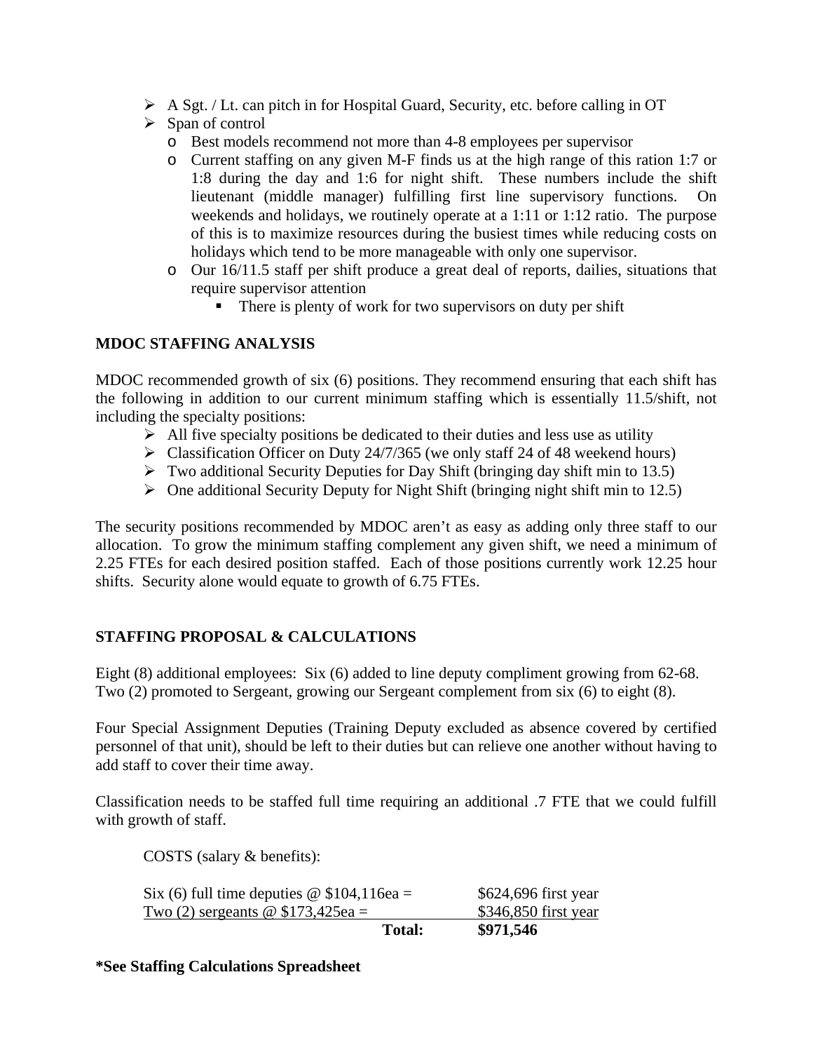- A Sgt. / Lt. can pitch in for Hospital Guard, Security, etc. before calling in OT
- Span of control
  - Best models recommend not more than 4-8 employees per supervisor
  - Current staffing on any given M-F finds us at the high range of this ration 1:7 or 1:8 during the day and 1:6 for night shift. These numbers include the shift lieutenant (middle manager) fulfilling first line supervisory functions. On weekends and holidays, we routinely operate at a 1:11 or 1:12 ratio. The purpose of this is to maximize resources during the busiest times while reducing costs on holidays which tend to be more manageable with only one supervisor.
  - Our 16/11.5 staff per shift produce a great deal of reports, dailies, situations that require supervisor attention
    - There is plenty of work for two supervisors on duty per shift

**MDOC STAFFING ANALYSIS**

MDOC recommended growth of six (6) positions. They recommend ensuring that each shift has the following in addition to our current minimum staffing which is essentially 11.5/shift, not including the specialty positions:

- All five specialty positions be dedicated to their duties and less use as utility
- Classification Officer on Duty 24/7/365 (we only staff 24 of 48 weekend hours)
- Two additional Security Deputies for Day Shift (bringing day shift min to 13.5)
- One additional Security Deputy for Night Shift (bringing night shift min to 12.5)

The security positions recommended by MDOC aren't as easy as adding only three staff to our allocation. To grow the minimum staffing complement any given shift, we need a minimum of 2.25 FTEs for each desired position staffed. Each of those positions currently work 12.25 hour shifts. Security alone would equate to growth of 6.75 FTEs.

**STAFFING PROPOSAL & CALCULATIONS**

Eight (8) additional employees: Six (6) added to line deputy compliment growing from 62-68. Two (2) promoted to Sergeant, growing our Sergeant complement from six (6) to eight (8).

Four Special Assignment Deputies (Training Deputy excluded as absence covered by certified personnel of that unit), should be left to their duties but can relieve one another without having to add staff to cover their time away.

Classification needs to be staffed full time requiring an additional .7 FTE that we could fulfill with growth of staff.

COSTS (salary & benefits):

| | |
|---|---|
| Six (6) full time deputies @ $104,116ea = | $624,696 first year |
| Two (2) sergeants @ $173,425ea = | $346,850 first year |
| **Total:** | **$971,546** |

**\*See Staffing Calculations Spreadsheet**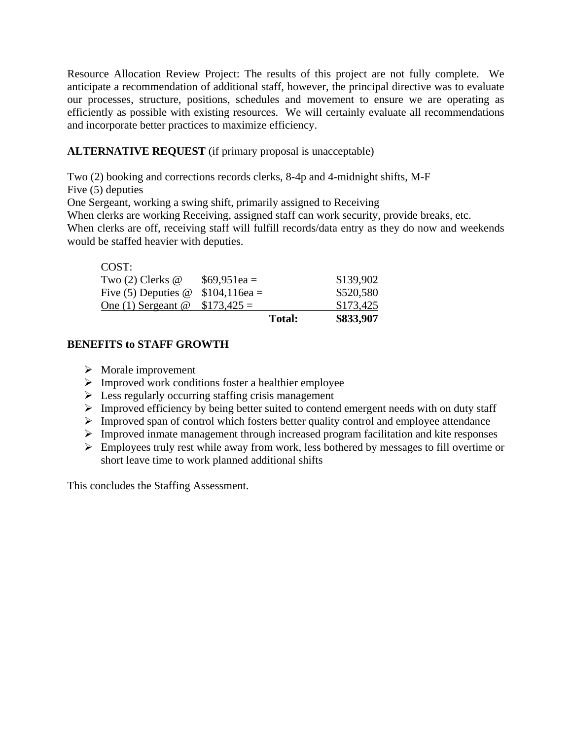Resource Allocation Review Project: The results of this project are not fully complete. We anticipate a recommendation of additional staff, however, the principal directive was to evaluate our processes, structure, positions, schedules and movement to ensure we are operating as efficiently as possible with existing resources. We will certainly evaluate all recommendations and incorporate better practices to maximize efficiency.

**ALTERNATIVE REQUEST** (if primary proposal is unacceptable)

Two (2) booking and corrections records clerks, 8-4p and 4-midnight shifts, M-F
Five (5) deputies
One Sergeant, working a swing shift, primarily assigned to Receiving
When clerks are working Receiving, assigned staff can work security, provide breaks, etc.
When clerks are off, receiving staff will fulfill records/data entry as they do now and weekends would be staffed heavier with deputies.

| COST: | | | |
|---|---|---|---|
| Two (2) Clerks @ | $69,951ea = | | $139,902 |
| Five (5) Deputies @ | $104,116ea = | | $520,580 |
| One (1) Sergeant @ | $173,425 = | | $173,425 |
| | | **Total:** | **$833,907** |

**BENEFITS to STAFF GROWTH**

- Morale improvement
- Improved work conditions foster a healthier employee
- Less regularly occurring staffing crisis management
- Improved efficiency by being better suited to contend emergent needs with on duty staff
- Improved span of control which fosters better quality control and employee attendance
- Improved inmate management through increased program facilitation and kite responses
- Employees truly rest while away from work, less bothered by messages to fill overtime or short leave time to work planned additional shifts

This concludes the Staffing Assessment.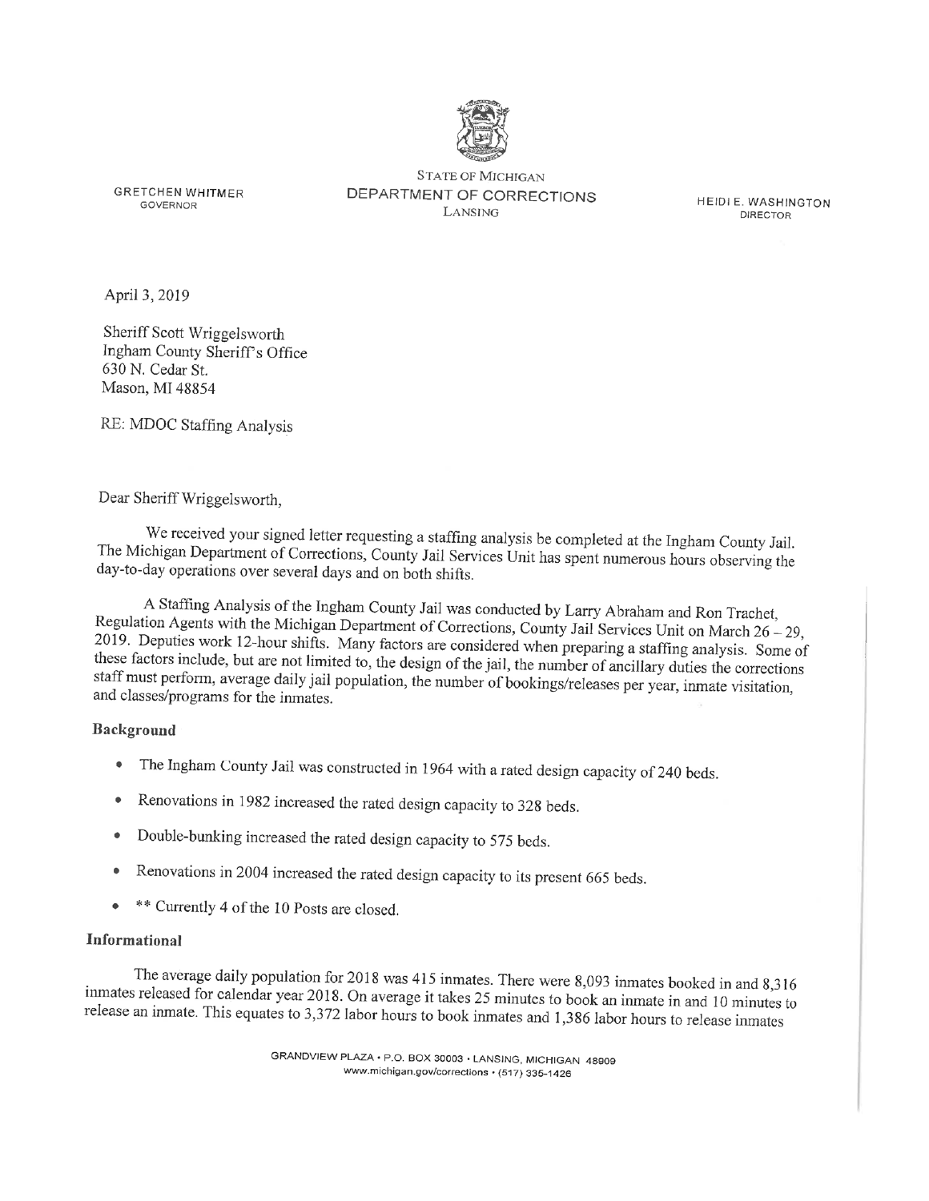STATE OF MICHIGAN
DEPARTMENT OF CORRECTIONS
LANSING

GRETCHEN WHITMER
GOVERNOR

HEIDI E. WASHINGTON
DIRECTOR

April 3, 2019

Sheriff Scott Wriggelsworth
Ingham County Sheriff's Office
630 N. Cedar St.
Mason, MI 48854

RE: MDOC Staffing Analysis

Dear Sheriff Wriggelsworth,

We received your signed letter requesting a staffing analysis be completed at the Ingham County Jail. The Michigan Department of Corrections, County Jail Services Unit has spent numerous hours observing the day-to-day operations over several days and on both shifts.

A Staffing Analysis of the Ingham County Jail was conducted by Larry Abraham and Ron Trachet, Regulation Agents with the Michigan Department of Corrections, County Jail Services Unit on March 26 – 29, 2019. Deputies work 12-hour shifts. Many factors are considered when preparing a staffing analysis. Some of these factors include, but are not limited to, the design of the jail, the number of ancillary duties the corrections staff must perform, average daily jail population, the number of bookings/releases per year, inmate visitation, and classes/programs for the inmates.

**Background**

- The Ingham County Jail was constructed in 1964 with a rated design capacity of 240 beds.
- Renovations in 1982 increased the rated design capacity to 328 beds.
- Double-bunking increased the rated design capacity to 575 beds.
- Renovations in 2004 increased the rated design capacity to its present 665 beds.
- ** Currently 4 of the 10 Posts are closed.

**Informational**

The average daily population for 2018 was 415 inmates. There were 8,093 inmates booked in and 8,316 inmates released for calendar year 2018. On average it takes 25 minutes to book an inmate in and 10 minutes to release an inmate. This equates to 3,372 labor hours to book inmates and 1,386 labor hours to release inmates

GRANDVIEW PLAZA • P.O. BOX 30003 • LANSING, MICHIGAN 48909
www.michigan.gov/corrections • (517) 335-1426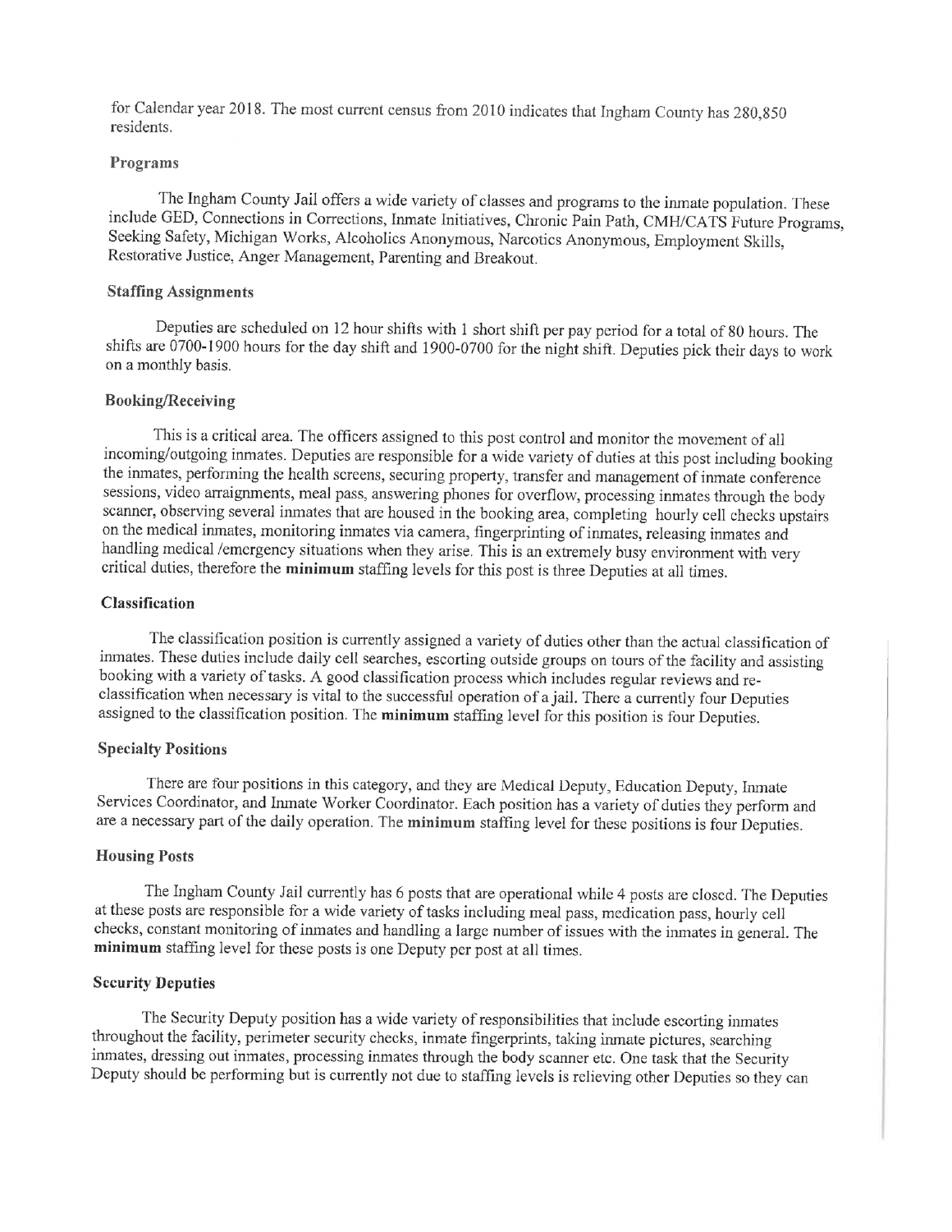for Calendar year 2018. The most current census from 2010 indicates that Ingham County has 280,850 residents.

### Programs

The Ingham County Jail offers a wide variety of classes and programs to the inmate population. These include GED, Connections in Corrections, Inmate Initiatives, Chronic Pain Path, CMH/CATS Future Programs, Seeking Safety, Michigan Works, Alcoholics Anonymous, Narcotics Anonymous, Employment Skills, Restorative Justice, Anger Management, Parenting and Breakout.

### Staffing Assignments

Deputies are scheduled on 12 hour shifts with 1 short shift per pay period for a total of 80 hours. The shifts are 0700-1900 hours for the day shift and 1900-0700 for the night shift. Deputies pick their days to work on a monthly basis.

### Booking/Receiving

This is a critical area. The officers assigned to this post control and monitor the movement of all incoming/outgoing inmates. Deputies are responsible for a wide variety of duties at this post including booking the inmates, performing the health screens, securing property, transfer and management of inmate conference sessions, video arraignments, meal pass, answering phones for overflow, processing inmates through the body scanner, observing several inmates that are housed in the booking area, completing hourly cell checks upstairs on the medical inmates, monitoring inmates via camera, fingerprinting of inmates, releasing inmates and handling medical /emergency situations when they arise. This is an extremely busy environment with very critical duties, therefore the **minimum** staffing levels for this post is three Deputies at all times.

### Classification

The classification position is currently assigned a variety of duties other than the actual classification of inmates. These duties include daily cell searches, escorting outside groups on tours of the facility and assisting booking with a variety of tasks. A good classification process which includes regular reviews and re-classification when necessary is vital to the successful operation of a jail. There a currently four Deputies assigned to the classification position. The **minimum** staffing level for this position is four Deputies.

### Specialty Positions

There are four positions in this category, and they are Medical Deputy, Education Deputy, Inmate Services Coordinator, and Inmate Worker Coordinator. Each position has a variety of duties they perform and are a necessary part of the daily operation. The **minimum** staffing level for these positions is four Deputies.

### Housing Posts

The Ingham County Jail currently has 6 posts that are operational while 4 posts are closed. The Deputies at these posts are responsible for a wide variety of tasks including meal pass, medication pass, hourly cell checks, constant monitoring of inmates and handling a large number of issues with the inmates in general. The **minimum** staffing level for these posts is one Deputy per post at all times.

### Security Deputies

The Security Deputy position has a wide variety of responsibilities that include escorting inmates throughout the facility, perimeter security checks, inmate fingerprints, taking inmate pictures, searching inmates, dressing out inmates, processing inmates through the body scanner etc. One task that the Security Deputy should be performing but is currently not due to staffing levels is relieving other Deputies so they can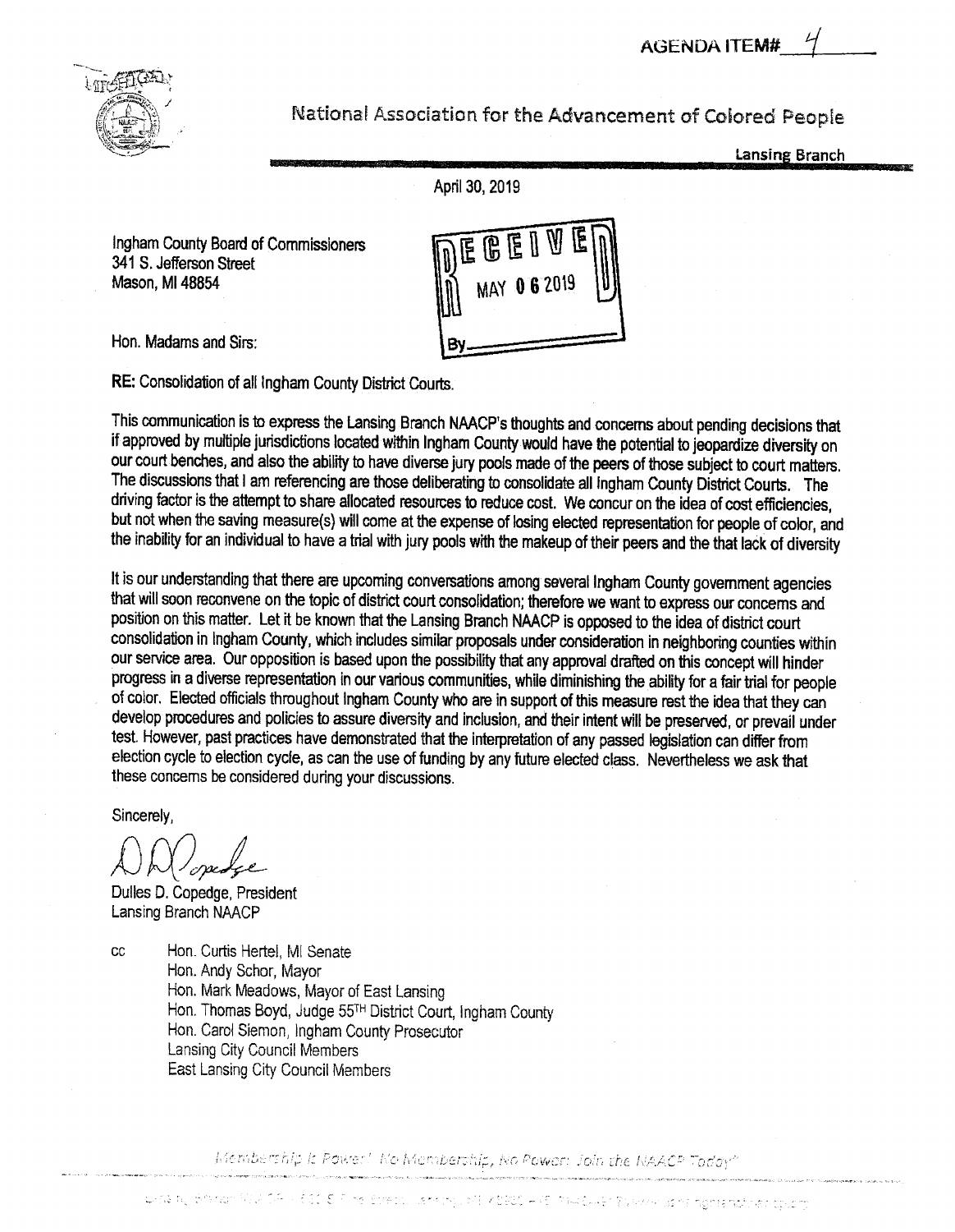AGENDA ITEM# 4

# National Association for the Advancement of Colored People

**Lansing Branch**

April 30, 2019

Ingham County Board of Commissioners
341 S. Jefferson Street
Mason, MI 48854

RECEIVED
MAY 06 2019
By

Hon. Madams and Sirs:

**RE:** Consolidation of all Ingham County District Courts.

This communication is to express the Lansing Branch NAACP's thoughts and concerns about pending decisions that if approved by multiple jurisdictions located within Ingham County would have the potential to jeopardize diversity on our court benches, and also the ability to have diverse jury pools made of the peers of those subject to court matters. The discussions that I am referencing are those deliberating to consolidate all Ingham County District Courts. The driving factor is the attempt to share allocated resources to reduce cost. We concur on the idea of cost efficiencies, but not when the saving measure(s) will come at the expense of losing elected representation for people of color, and the inability for an individual to have a trial with jury pools with the makeup of their peers and the that lack of diversity

It is our understanding that there are upcoming conversations among several Ingham County government agencies that will soon reconvene on the topic of district court consolidation; therefore we want to express our concerns and position on this matter. Let it be known that the Lansing Branch NAACP is opposed to the idea of district court consolidation in Ingham County, which includes similar proposals under consideration in neighboring counties within our service area. Our opposition is based upon the possibility that any approval drafted on this concept will hinder progress in a diverse representation in our various communities, while diminishing the ability for a fair trial for people of color. Elected officials throughout Ingham County who are in support of this measure rest the idea that they can develop procedures and policies to assure diversity and inclusion, and their intent will be preserved, or prevail under test. However, past practices have demonstrated that the interpretation of any passed legislation can differ from election cycle to election cycle, as can the use of funding by any future elected class. Nevertheless we ask that these concerns be considered during your discussions.

Sincerely,

Dulles D. Copedge, President
Lansing Branch NAACP

cc Hon. Curtis Hertel, MI Senate
Hon. Andy Schor, Mayor
Hon. Mark Meadows, Mayor of East Lansing
Hon. Thomas Boyd, Judge 55TH District Court, Ingham County
Hon. Carol Siemon, Ingham County Prosecutor
Lansing City Council Members
East Lansing City Council Members

*Membership Is Power! No Membership, No Power! Join the NAACP Today!*